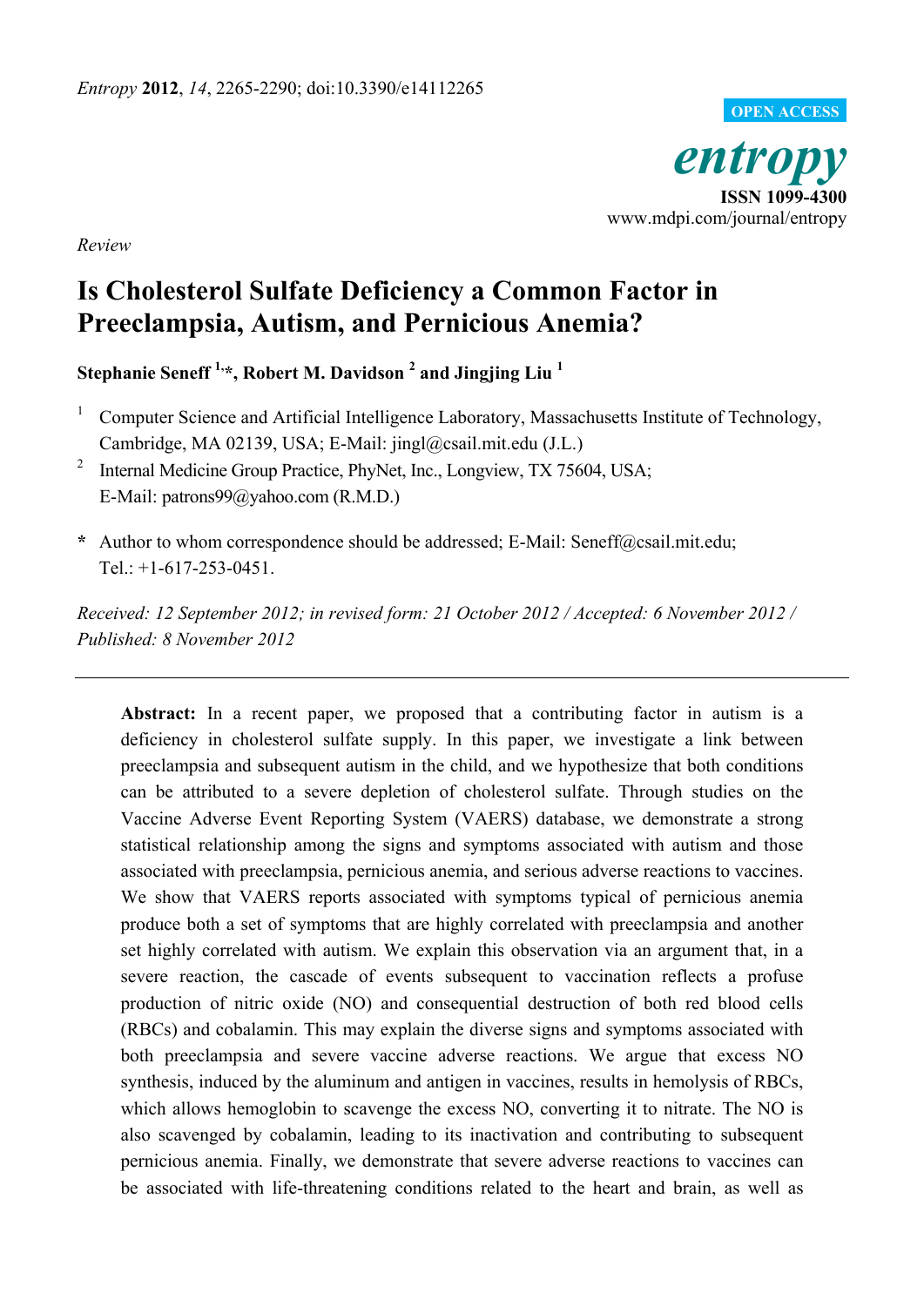*Entropy* **2012**, *14*, 2265-2290; doi:10.3390/e14112265

**OPEN ACCESS**

***entropy***

**ISSN 1099-4300**

www.mdpi.com/journal/entropy

*Review*

# Is Cholesterol Sulfate Deficiency a Common Factor in Preeclampsia, Autism, and Pernicious Anemia?

**Stephanie Seneff [1,*], Robert M. Davidson [2] and Jingjing Liu [1]**

[1] Computer Science and Artificial Intelligence Laboratory, Massachusetts Institute of Technology, Cambridge, MA 02139, USA; E-Mail: jingl@csail.mit.edu (J.L.)

[2] Internal Medicine Group Practice, PhyNet, Inc., Longview, TX 75604, USA; E-Mail: patrons99@yahoo.com (R.M.D.)

**\*** Author to whom correspondence should be addressed; E-Mail: Seneff@csail.mit.edu; Tel.: +1-617-253-0451.

*Received: 12 September 2012; in revised form: 21 October 2012 / Accepted: 6 November 2012 / Published: 8 November 2012*

---

**Abstract:** In a recent paper, we proposed that a contributing factor in autism is a deficiency in cholesterol sulfate supply. In this paper, we investigate a link between preeclampsia and subsequent autism in the child, and we hypothesize that both conditions can be attributed to a severe depletion of cholesterol sulfate. Through studies on the Vaccine Adverse Event Reporting System (VAERS) database, we demonstrate a strong statistical relationship among the signs and symptoms associated with autism and those associated with preeclampsia, pernicious anemia, and serious adverse reactions to vaccines. We show that VAERS reports associated with symptoms typical of pernicious anemia produce both a set of symptoms that are highly correlated with preeclampsia and another set highly correlated with autism. We explain this observation via an argument that, in a severe reaction, the cascade of events subsequent to vaccination reflects a profuse production of nitric oxide (NO) and consequential destruction of both red blood cells (RBCs) and cobalamin. This may explain the diverse signs and symptoms associated with both preeclampsia and severe vaccine adverse reactions. We argue that excess NO synthesis, induced by the aluminum and antigen in vaccines, results in hemolysis of RBCs, which allows hemoglobin to scavenge the excess NO, converting it to nitrate. The NO is also scavenged by cobalamin, leading to its inactivation and contributing to subsequent pernicious anemia. Finally, we demonstrate that severe adverse reactions to vaccines can be associated with life-threatening conditions related to the heart and brain, as well as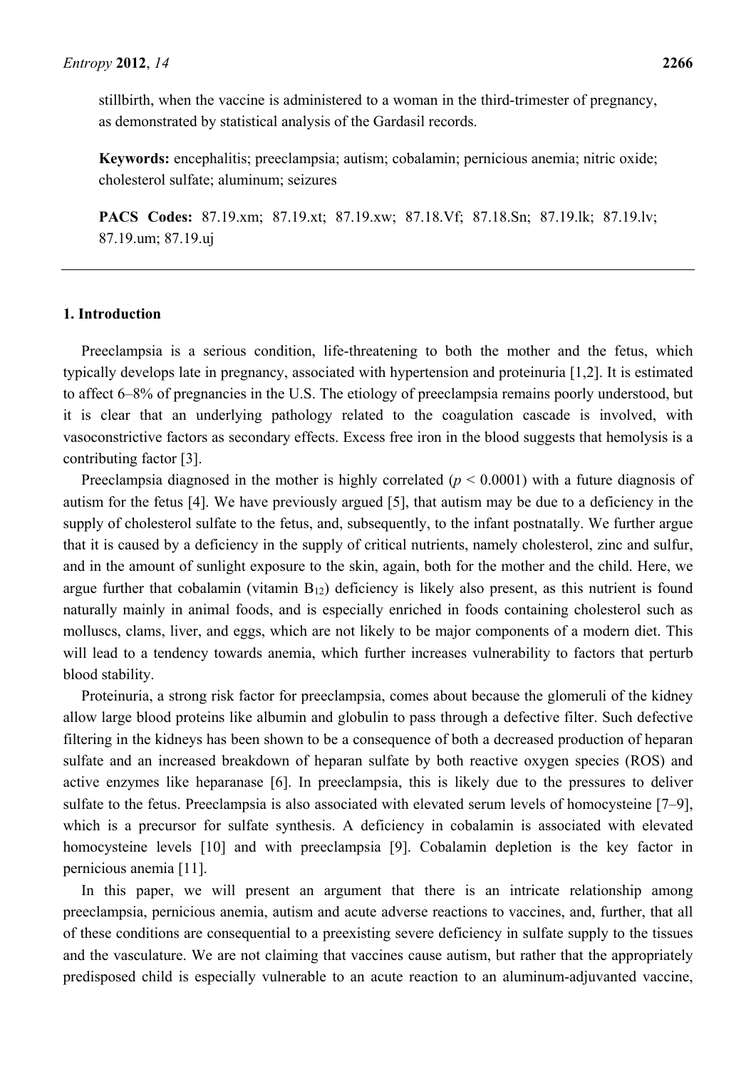stillbirth, when the vaccine is administered to a woman in the third-trimester of pregnancy, as demonstrated by statistical analysis of the Gardasil records.

**Keywords:** encephalitis; preeclampsia; autism; cobalamin; pernicious anemia; nitric oxide; cholesterol sulfate; aluminum; seizures

**PACS Codes:** 87.19.xm; 87.19.xt; 87.19.xw; 87.18.Vf; 87.18.Sn; 87.19.lk; 87.19.lv; 87.19.um; 87.19.uj

---

## 1. Introduction

Preeclampsia is a serious condition, life-threatening to both the mother and the fetus, which typically develops late in pregnancy, associated with hypertension and proteinuria [1,2]. It is estimated to affect 6–8% of pregnancies in the U.S. The etiology of preeclampsia remains poorly understood, but it is clear that an underlying pathology related to the coagulation cascade is involved, with vasoconstrictive factors as secondary effects. Excess free iron in the blood suggests that hemolysis is a contributing factor [3].

Preeclampsia diagnosed in the mother is highly correlated ($p < 0.0001$) with a future diagnosis of autism for the fetus [4]. We have previously argued [5], that autism may be due to a deficiency in the supply of cholesterol sulfate to the fetus, and, subsequently, to the infant postnatally. We further argue that it is caused by a deficiency in the supply of critical nutrients, namely cholesterol, zinc and sulfur, and in the amount of sunlight exposure to the skin, again, both for the mother and the child. Here, we argue further that cobalamin (vitamin $B_{12}$) deficiency is likely also present, as this nutrient is found naturally mainly in animal foods, and is especially enriched in foods containing cholesterol such as molluscs, clams, liver, and eggs, which are not likely to be major components of a modern diet. This will lead to a tendency towards anemia, which further increases vulnerability to factors that perturb blood stability.

Proteinuria, a strong risk factor for preeclampsia, comes about because the glomeruli of the kidney allow large blood proteins like albumin and globulin to pass through a defective filter. Such defective filtering in the kidneys has been shown to be a consequence of both a decreased production of heparan sulfate and an increased breakdown of heparan sulfate by both reactive oxygen species (ROS) and active enzymes like heparanase [6]. In preeclampsia, this is likely due to the pressures to deliver sulfate to the fetus. Preeclampsia is also associated with elevated serum levels of homocysteine [7–9], which is a precursor for sulfate synthesis. A deficiency in cobalamin is associated with elevated homocysteine levels [10] and with preeclampsia [9]. Cobalamin depletion is the key factor in pernicious anemia [11].

In this paper, we will present an argument that there is an intricate relationship among preeclampsia, pernicious anemia, autism and acute adverse reactions to vaccines, and, further, that all of these conditions are consequential to a preexisting severe deficiency in sulfate supply to the tissues and the vasculature. We are not claiming that vaccines cause autism, but rather that the appropriately predisposed child is especially vulnerable to an acute reaction to an aluminum-adjuvanted vaccine,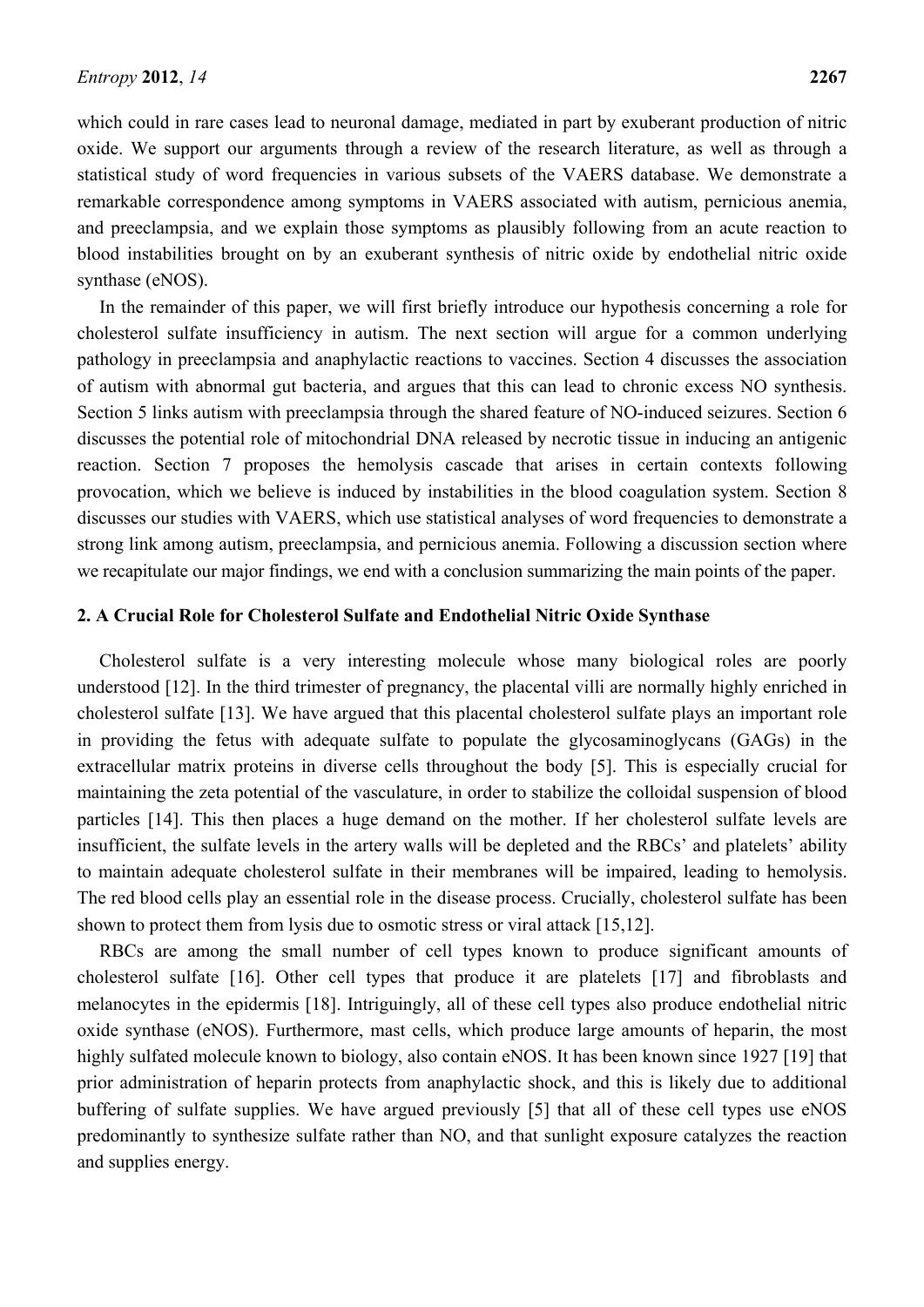which could in rare cases lead to neuronal damage, mediated in part by exuberant production of nitric oxide. We support our arguments through a review of the research literature, as well as through a statistical study of word frequencies in various subsets of the VAERS database. We demonstrate a remarkable correspondence among symptoms in VAERS associated with autism, pernicious anemia, and preeclampsia, and we explain those symptoms as plausibly following from an acute reaction to blood instabilities brought on by an exuberant synthesis of nitric oxide by endothelial nitric oxide synthase (eNOS).

In the remainder of this paper, we will first briefly introduce our hypothesis concerning a role for cholesterol sulfate insufficiency in autism. The next section will argue for a common underlying pathology in preeclampsia and anaphylactic reactions to vaccines. Section 4 discusses the association of autism with abnormal gut bacteria, and argues that this can lead to chronic excess NO synthesis. Section 5 links autism with preeclampsia through the shared feature of NO-induced seizures. Section 6 discusses the potential role of mitochondrial DNA released by necrotic tissue in inducing an antigenic reaction. Section 7 proposes the hemolysis cascade that arises in certain contexts following provocation, which we believe is induced by instabilities in the blood coagulation system. Section 8 discusses our studies with VAERS, which use statistical analyses of word frequencies to demonstrate a strong link among autism, preeclampsia, and pernicious anemia. Following a discussion section where we recapitulate our major findings, we end with a conclusion summarizing the main points of the paper.

## 2. A Crucial Role for Cholesterol Sulfate and Endothelial Nitric Oxide Synthase

Cholesterol sulfate is a very interesting molecule whose many biological roles are poorly understood [12]. In the third trimester of pregnancy, the placental villi are normally highly enriched in cholesterol sulfate [13]. We have argued that this placental cholesterol sulfate plays an important role in providing the fetus with adequate sulfate to populate the glycosaminoglycans (GAGs) in the extracellular matrix proteins in diverse cells throughout the body [5]. This is especially crucial for maintaining the zeta potential of the vasculature, in order to stabilize the colloidal suspension of blood particles [14]. This then places a huge demand on the mother. If her cholesterol sulfate levels are insufficient, the sulfate levels in the artery walls will be depleted and the RBCs' and platelets' ability to maintain adequate cholesterol sulfate in their membranes will be impaired, leading to hemolysis. The red blood cells play an essential role in the disease process. Crucially, cholesterol sulfate has been shown to protect them from lysis due to osmotic stress or viral attack [15,12].

RBCs are among the small number of cell types known to produce significant amounts of cholesterol sulfate [16]. Other cell types that produce it are platelets [17] and fibroblasts and melanocytes in the epidermis [18]. Intriguingly, all of these cell types also produce endothelial nitric oxide synthase (eNOS). Furthermore, mast cells, which produce large amounts of heparin, the most highly sulfated molecule known to biology, also contain eNOS. It has been known since 1927 [19] that prior administration of heparin protects from anaphylactic shock, and this is likely due to additional buffering of sulfate supplies. We have argued previously [5] that all of these cell types use eNOS predominantly to synthesize sulfate rather than NO, and that sunlight exposure catalyzes the reaction and supplies energy.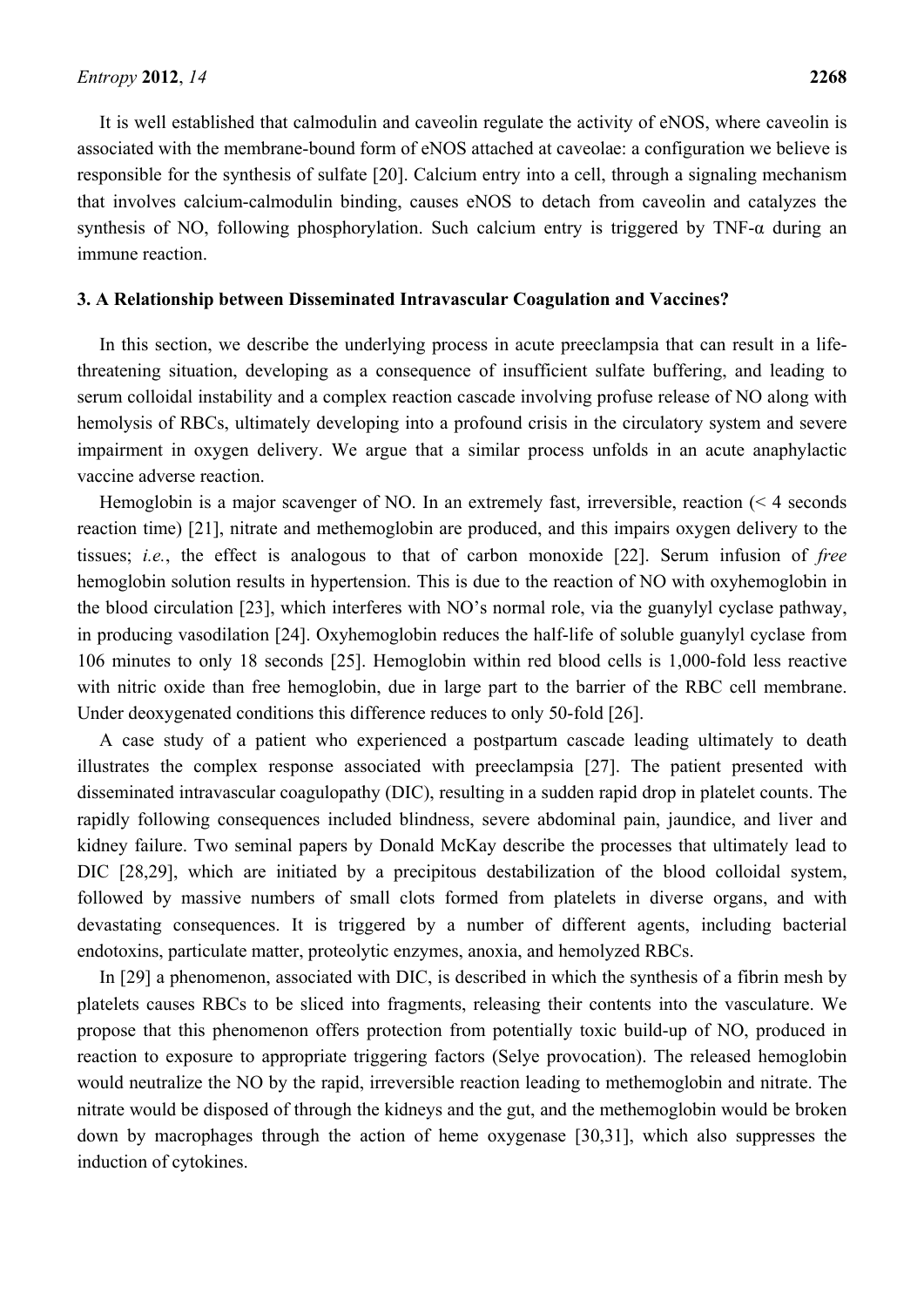It is well established that calmodulin and caveolin regulate the activity of eNOS, where caveolin is associated with the membrane-bound form of eNOS attached at caveolae: a configuration we believe is responsible for the synthesis of sulfate [20]. Calcium entry into a cell, through a signaling mechanism that involves calcium-calmodulin binding, causes eNOS to detach from caveolin and catalyzes the synthesis of NO, following phosphorylation. Such calcium entry is triggered by TNF-α during an immune reaction.

### 3. A Relationship between Disseminated Intravascular Coagulation and Vaccines?

In this section, we describe the underlying process in acute preeclampsia that can result in a life-threatening situation, developing as a consequence of insufficient sulfate buffering, and leading to serum colloidal instability and a complex reaction cascade involving profuse release of NO along with hemolysis of RBCs, ultimately developing into a profound crisis in the circulatory system and severe impairment in oxygen delivery. We argue that a similar process unfolds in an acute anaphylactic vaccine adverse reaction.

Hemoglobin is a major scavenger of NO. In an extremely fast, irreversible, reaction (< 4 seconds reaction time) [21], nitrate and methemoglobin are produced, and this impairs oxygen delivery to the tissues; *i.e.*, the effect is analogous to that of carbon monoxide [22]. Serum infusion of *free* hemoglobin solution results in hypertension. This is due to the reaction of NO with oxyhemoglobin in the blood circulation [23], which interferes with NO's normal role, via the guanylyl cyclase pathway, in producing vasodilation [24]. Oxyhemoglobin reduces the half-life of soluble guanylyl cyclase from 106 minutes to only 18 seconds [25]. Hemoglobin within red blood cells is 1,000-fold less reactive with nitric oxide than free hemoglobin, due in large part to the barrier of the RBC cell membrane. Under deoxygenated conditions this difference reduces to only 50-fold [26].

A case study of a patient who experienced a postpartum cascade leading ultimately to death illustrates the complex response associated with preeclampsia [27]. The patient presented with disseminated intravascular coagulopathy (DIC), resulting in a sudden rapid drop in platelet counts. The rapidly following consequences included blindness, severe abdominal pain, jaundice, and liver and kidney failure. Two seminal papers by Donald McKay describe the processes that ultimately lead to DIC [28,29], which are initiated by a precipitous destabilization of the blood colloidal system, followed by massive numbers of small clots formed from platelets in diverse organs, and with devastating consequences. It is triggered by a number of different agents, including bacterial endotoxins, particulate matter, proteolytic enzymes, anoxia, and hemolyzed RBCs.

In [29] a phenomenon, associated with DIC, is described in which the synthesis of a fibrin mesh by platelets causes RBCs to be sliced into fragments, releasing their contents into the vasculature. We propose that this phenomenon offers protection from potentially toxic build-up of NO, produced in reaction to exposure to appropriate triggering factors (Selye provocation). The released hemoglobin would neutralize the NO by the rapid, irreversible reaction leading to methemoglobin and nitrate. The nitrate would be disposed of through the kidneys and the gut, and the methemoglobin would be broken down by macrophages through the action of heme oxygenase [30,31], which also suppresses the induction of cytokines.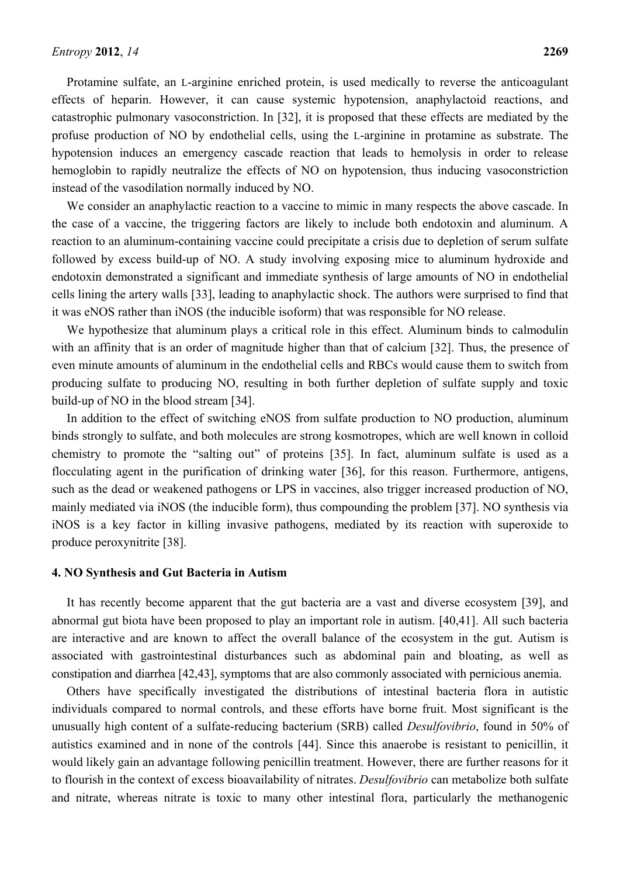Protamine sulfate, an L-arginine enriched protein, is used medically to reverse the anticoagulant effects of heparin. However, it can cause systemic hypotension, anaphylactoid reactions, and catastrophic pulmonary vasoconstriction. In [32], it is proposed that these effects are mediated by the profuse production of NO by endothelial cells, using the L-arginine in protamine as substrate. The hypotension induces an emergency cascade reaction that leads to hemolysis in order to release hemoglobin to rapidly neutralize the effects of NO on hypotension, thus inducing vasoconstriction instead of the vasodilation normally induced by NO.

We consider an anaphylactic reaction to a vaccine to mimic in many respects the above cascade. In the case of a vaccine, the triggering factors are likely to include both endotoxin and aluminum. A reaction to an aluminum-containing vaccine could precipitate a crisis due to depletion of serum sulfate followed by excess build-up of NO. A study involving exposing mice to aluminum hydroxide and endotoxin demonstrated a significant and immediate synthesis of large amounts of NO in endothelial cells lining the artery walls [33], leading to anaphylactic shock. The authors were surprised to find that it was eNOS rather than iNOS (the inducible isoform) that was responsible for NO release.

We hypothesize that aluminum plays a critical role in this effect. Aluminum binds to calmodulin with an affinity that is an order of magnitude higher than that of calcium [32]. Thus, the presence of even minute amounts of aluminum in the endothelial cells and RBCs would cause them to switch from producing sulfate to producing NO, resulting in both further depletion of sulfate supply and toxic build-up of NO in the blood stream [34].

In addition to the effect of switching eNOS from sulfate production to NO production, aluminum binds strongly to sulfate, and both molecules are strong kosmotropes, which are well known in colloid chemistry to promote the "salting out" of proteins [35]. In fact, aluminum sulfate is used as a flocculating agent in the purification of drinking water [36], for this reason. Furthermore, antigens, such as the dead or weakened pathogens or LPS in vaccines, also trigger increased production of NO, mainly mediated via iNOS (the inducible form), thus compounding the problem [37]. NO synthesis via iNOS is a key factor in killing invasive pathogens, mediated by its reaction with superoxide to produce peroxynitrite [38].

## 4. NO Synthesis and Gut Bacteria in Autism

It has recently become apparent that the gut bacteria are a vast and diverse ecosystem [39], and abnormal gut biota have been proposed to play an important role in autism. [40,41]. All such bacteria are interactive and are known to affect the overall balance of the ecosystem in the gut. Autism is associated with gastrointestinal disturbances such as abdominal pain and bloating, as well as constipation and diarrhea [42,43], symptoms that are also commonly associated with pernicious anemia.

Others have specifically investigated the distributions of intestinal bacteria flora in autistic individuals compared to normal controls, and these efforts have borne fruit. Most significant is the unusually high content of a sulfate-reducing bacterium (SRB) called *Desulfovibrio*, found in 50% of autistics examined and in none of the controls [44]. Since this anaerobe is resistant to penicillin, it would likely gain an advantage following penicillin treatment. However, there are further reasons for it to flourish in the context of excess bioavailability of nitrates. *Desulfovibrio* can metabolize both sulfate and nitrate, whereas nitrate is toxic to many other intestinal flora, particularly the methanogenic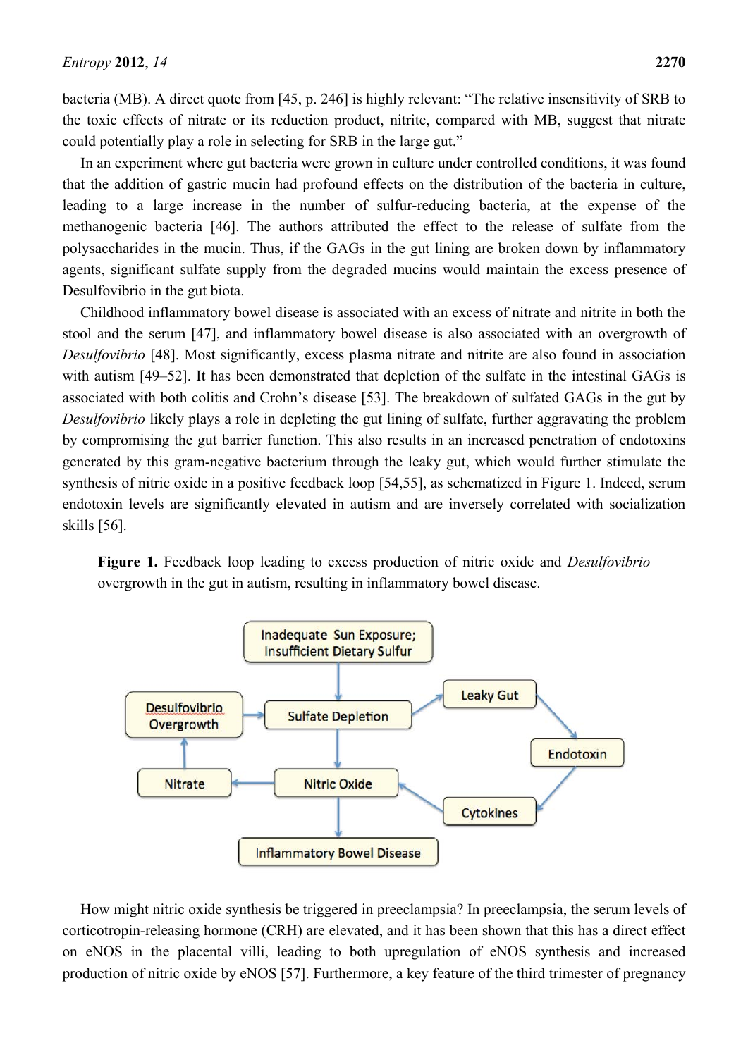bacteria (MB). A direct quote from [45, p. 246] is highly relevant: "The relative insensitivity of SRB to the toxic effects of nitrate or its reduction product, nitrite, compared with MB, suggest that nitrate could potentially play a role in selecting for SRB in the large gut."

In an experiment where gut bacteria were grown in culture under controlled conditions, it was found that the addition of gastric mucin had profound effects on the distribution of the bacteria in culture, leading to a large increase in the number of sulfur-reducing bacteria, at the expense of the methanogenic bacteria [46]. The authors attributed the effect to the release of sulfate from the polysaccharides in the mucin. Thus, if the GAGs in the gut lining are broken down by inflammatory agents, significant sulfate supply from the degraded mucins would maintain the excess presence of Desulfovibrio in the gut biota.

Childhood inflammatory bowel disease is associated with an excess of nitrate and nitrite in both the stool and the serum [47], and inflammatory bowel disease is also associated with an overgrowth of *Desulfovibrio* [48]. Most significantly, excess plasma nitrate and nitrite are also found in association with autism [49–52]. It has been demonstrated that depletion of the sulfate in the intestinal GAGs is associated with both colitis and Crohn's disease [53]. The breakdown of sulfated GAGs in the gut by *Desulfovibrio* likely plays a role in depleting the gut lining of sulfate, further aggravating the problem by compromising the gut barrier function. This also results in an increased penetration of endotoxins generated by this gram-negative bacterium through the leaky gut, which would further stimulate the synthesis of nitric oxide in a positive feedback loop [54,55], as schematized in Figure 1. Indeed, serum endotoxin levels are significantly elevated in autism and are inversely correlated with socialization skills [56].

**Figure 1.** Feedback loop leading to excess production of nitric oxide and *Desulfovibrio* overgrowth in the gut in autism, resulting in inflammatory bowel disease.

How might nitric oxide synthesis be triggered in preeclampsia? In preeclampsia, the serum levels of corticotropin-releasing hormone (CRH) are elevated, and it has been shown that this has a direct effect on eNOS in the placental villi, leading to both upregulation of eNOS synthesis and increased production of nitric oxide by eNOS [57]. Furthermore, a key feature of the third trimester of pregnancy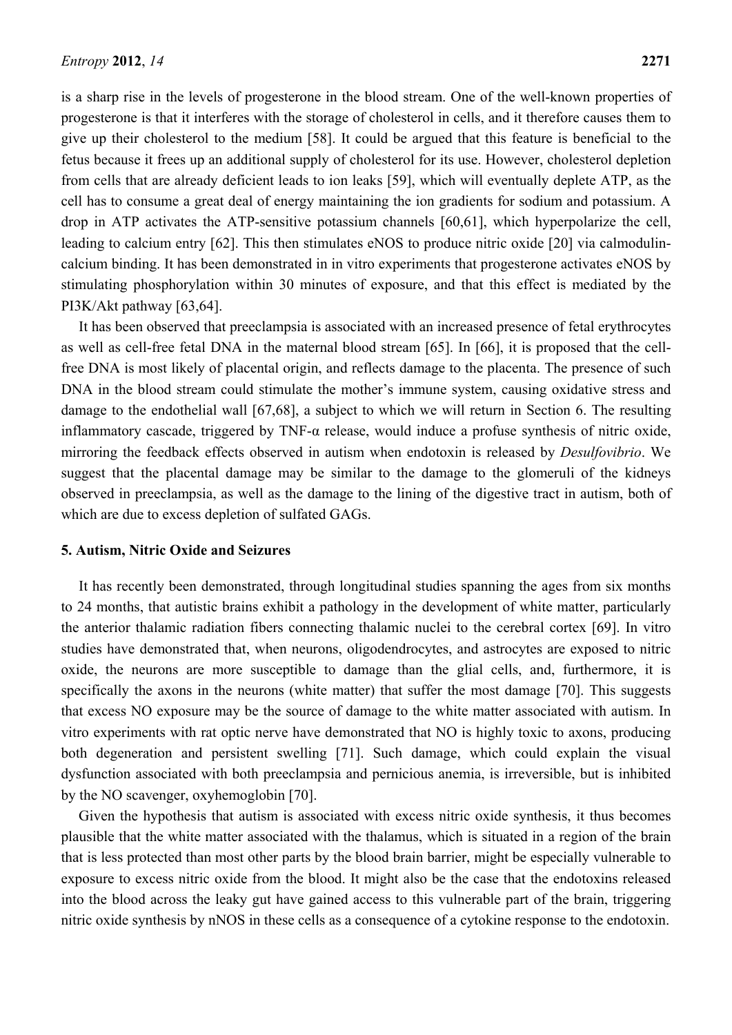is a sharp rise in the levels of progesterone in the blood stream. One of the well-known properties of progesterone is that it interferes with the storage of cholesterol in cells, and it therefore causes them to give up their cholesterol to the medium [58]. It could be argued that this feature is beneficial to the fetus because it frees up an additional supply of cholesterol for its use. However, cholesterol depletion from cells that are already deficient leads to ion leaks [59], which will eventually deplete ATP, as the cell has to consume a great deal of energy maintaining the ion gradients for sodium and potassium. A drop in ATP activates the ATP-sensitive potassium channels [60,61], which hyperpolarize the cell, leading to calcium entry [62]. This then stimulates eNOS to produce nitric oxide [20] via calmodulin-calcium binding. It has been demonstrated in in vitro experiments that progesterone activates eNOS by stimulating phosphorylation within 30 minutes of exposure, and that this effect is mediated by the PI3K/Akt pathway [63,64].

It has been observed that preeclampsia is associated with an increased presence of fetal erythrocytes as well as cell-free fetal DNA in the maternal blood stream [65]. In [66], it is proposed that the cell-free DNA is most likely of placental origin, and reflects damage to the placenta. The presence of such DNA in the blood stream could stimulate the mother's immune system, causing oxidative stress and damage to the endothelial wall [67,68], a subject to which we will return in Section 6. The resulting inflammatory cascade, triggered by TNF-α release, would induce a profuse synthesis of nitric oxide, mirroring the feedback effects observed in autism when endotoxin is released by *Desulfovibrio*. We suggest that the placental damage may be similar to the damage to the glomeruli of the kidneys observed in preeclampsia, as well as the damage to the lining of the digestive tract in autism, both of which are due to excess depletion of sulfated GAGs.

## 5. Autism, Nitric Oxide and Seizures

It has recently been demonstrated, through longitudinal studies spanning the ages from six months to 24 months, that autistic brains exhibit a pathology in the development of white matter, particularly the anterior thalamic radiation fibers connecting thalamic nuclei to the cerebral cortex [69]. In vitro studies have demonstrated that, when neurons, oligodendrocytes, and astrocytes are exposed to nitric oxide, the neurons are more susceptible to damage than the glial cells, and, furthermore, it is specifically the axons in the neurons (white matter) that suffer the most damage [70]. This suggests that excess NO exposure may be the source of damage to the white matter associated with autism. In vitro experiments with rat optic nerve have demonstrated that NO is highly toxic to axons, producing both degeneration and persistent swelling [71]. Such damage, which could explain the visual dysfunction associated with both preeclampsia and pernicious anemia, is irreversible, but is inhibited by the NO scavenger, oxyhemoglobin [70].

Given the hypothesis that autism is associated with excess nitric oxide synthesis, it thus becomes plausible that the white matter associated with the thalamus, which is situated in a region of the brain that is less protected than most other parts by the blood brain barrier, might be especially vulnerable to exposure to excess nitric oxide from the blood. It might also be the case that the endotoxins released into the blood across the leaky gut have gained access to this vulnerable part of the brain, triggering nitric oxide synthesis by nNOS in these cells as a consequence of a cytokine response to the endotoxin.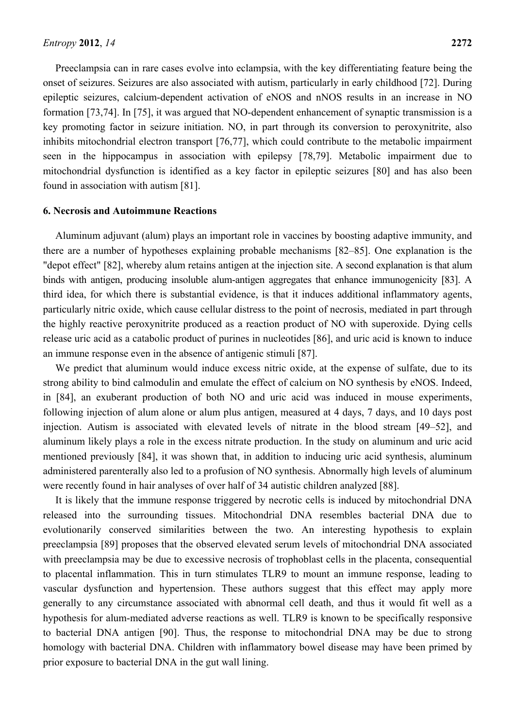Preeclampsia can in rare cases evolve into eclampsia, with the key differentiating feature being the onset of seizures. Seizures are also associated with autism, particularly in early childhood [72]. During epileptic seizures, calcium-dependent activation of eNOS and nNOS results in an increase in NO formation [73,74]. In [75], it was argued that NO-dependent enhancement of synaptic transmission is a key promoting factor in seizure initiation. NO, in part through its conversion to peroxynitrite, also inhibits mitochondrial electron transport [76,77], which could contribute to the metabolic impairment seen in the hippocampus in association with epilepsy [78,79]. Metabolic impairment due to mitochondrial dysfunction is identified as a key factor in epileptic seizures [80] and has also been found in association with autism [81].

## 6. Necrosis and Autoimmune Reactions

Aluminum adjuvant (alum) plays an important role in vaccines by boosting adaptive immunity, and there are a number of hypotheses explaining probable mechanisms [82–85]. One explanation is the "depot effect" [82], whereby alum retains antigen at the injection site. A second explanation is that alum binds with antigen, producing insoluble alum-antigen aggregates that enhance immunogenicity [83]. A third idea, for which there is substantial evidence, is that it induces additional inflammatory agents, particularly nitric oxide, which cause cellular distress to the point of necrosis, mediated in part through the highly reactive peroxynitrite produced as a reaction product of NO with superoxide. Dying cells release uric acid as a catabolic product of purines in nucleotides [86], and uric acid is known to induce an immune response even in the absence of antigenic stimuli [87].

We predict that aluminum would induce excess nitric oxide, at the expense of sulfate, due to its strong ability to bind calmodulin and emulate the effect of calcium on NO synthesis by eNOS. Indeed, in [84], an exuberant production of both NO and uric acid was induced in mouse experiments, following injection of alum alone or alum plus antigen, measured at 4 days, 7 days, and 10 days post injection. Autism is associated with elevated levels of nitrate in the blood stream [49–52], and aluminum likely plays a role in the excess nitrate production. In the study on aluminum and uric acid mentioned previously [84], it was shown that, in addition to inducing uric acid synthesis, aluminum administered parenterally also led to a profusion of NO synthesis. Abnormally high levels of aluminum were recently found in hair analyses of over half of 34 autistic children analyzed [88].

It is likely that the immune response triggered by necrotic cells is induced by mitochondrial DNA released into the surrounding tissues. Mitochondrial DNA resembles bacterial DNA due to evolutionarily conserved similarities between the two. An interesting hypothesis to explain preeclampsia [89] proposes that the observed elevated serum levels of mitochondrial DNA associated with preeclampsia may be due to excessive necrosis of trophoblast cells in the placenta, consequential to placental inflammation. This in turn stimulates TLR9 to mount an immune response, leading to vascular dysfunction and hypertension. These authors suggest that this effect may apply more generally to any circumstance associated with abnormal cell death, and thus it would fit well as a hypothesis for alum-mediated adverse reactions as well. TLR9 is known to be specifically responsive to bacterial DNA antigen [90]. Thus, the response to mitochondrial DNA may be due to strong homology with bacterial DNA. Children with inflammatory bowel disease may have been primed by prior exposure to bacterial DNA in the gut wall lining.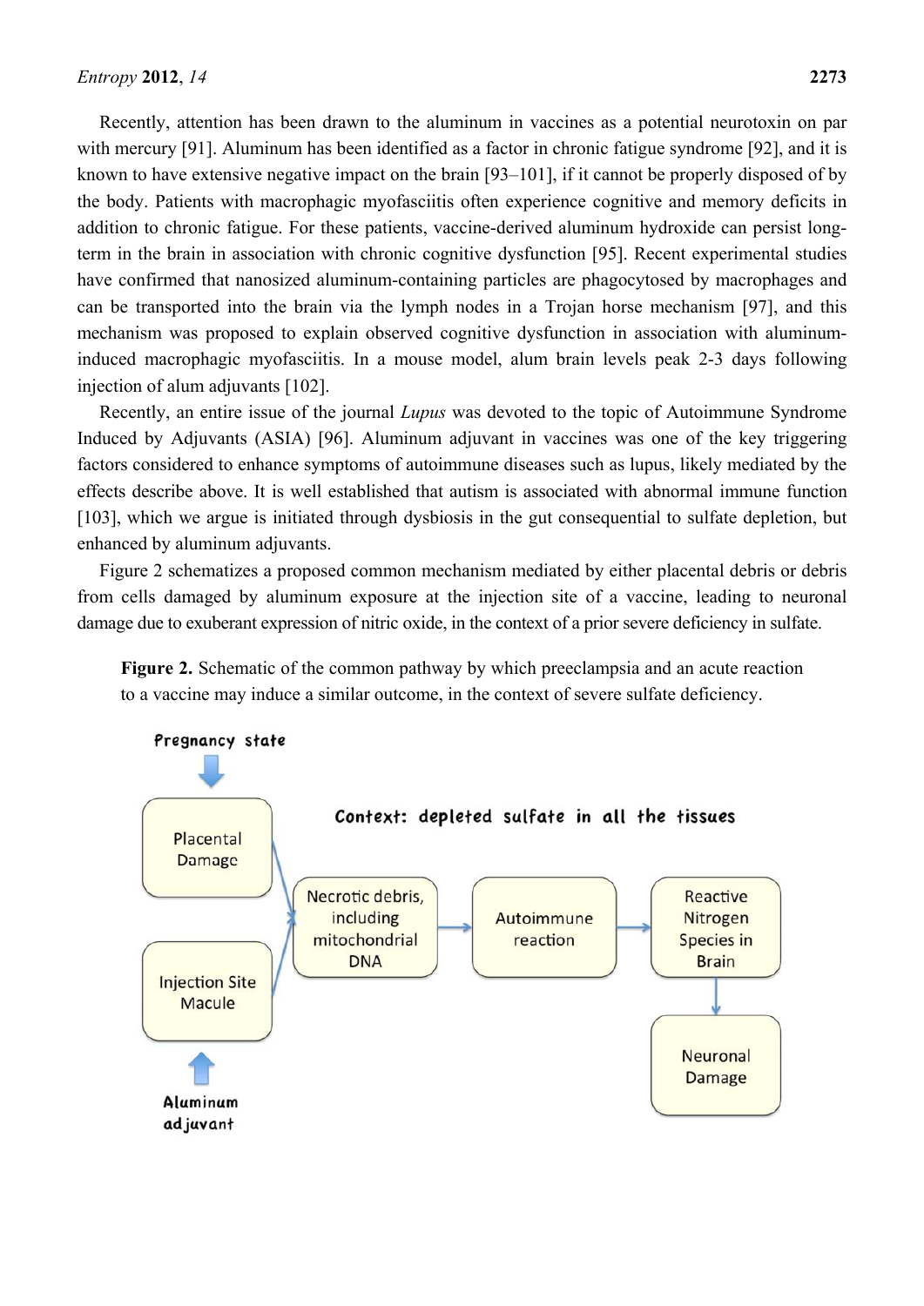Recently, attention has been drawn to the aluminum in vaccines as a potential neurotoxin on par with mercury [91]. Aluminum has been identified as a factor in chronic fatigue syndrome [92], and it is known to have extensive negative impact on the brain [93–101], if it cannot be properly disposed of by the body. Patients with macrophagic myofasciitis often experience cognitive and memory deficits in addition to chronic fatigue. For these patients, vaccine-derived aluminum hydroxide can persist long-term in the brain in association with chronic cognitive dysfunction [95]. Recent experimental studies have confirmed that nanosized aluminum-containing particles are phagocytosed by macrophages and can be transported into the brain via the lymph nodes in a Trojan horse mechanism [97], and this mechanism was proposed to explain observed cognitive dysfunction in association with aluminum-induced macrophagic myofasciitis. In a mouse model, alum brain levels peak 2-3 days following injection of alum adjuvants [102].

Recently, an entire issue of the journal *Lupus* was devoted to the topic of Autoimmune Syndrome Induced by Adjuvants (ASIA) [96]. Aluminum adjuvant in vaccines was one of the key triggering factors considered to enhance symptoms of autoimmune diseases such as lupus, likely mediated by the effects describe above. It is well established that autism is associated with abnormal immune function [103], which we argue is initiated through dysbiosis in the gut consequential to sulfate depletion, but enhanced by aluminum adjuvants.

Figure 2 schematizes a proposed common mechanism mediated by either placental debris or debris from cells damaged by aluminum exposure at the injection site of a vaccine, leading to neuronal damage due to exuberant expression of nitric oxide, in the context of a prior severe deficiency in sulfate.

**Figure 2.** Schematic of the common pathway by which preeclampsia and an acute reaction to a vaccine may induce a similar outcome, in the context of severe sulfate deficiency.

Pregnancy state → Placental Damage → Necrotic debris, including mitochondrial DNA → Autoimmune reaction → Reactive Nitrogen Species in Brain → Neuronal Damage

Aluminum adjuvant → Injection Site Macule → Necrotic debris, including mitochondrial DNA

Context: depleted sulfate in all the tissues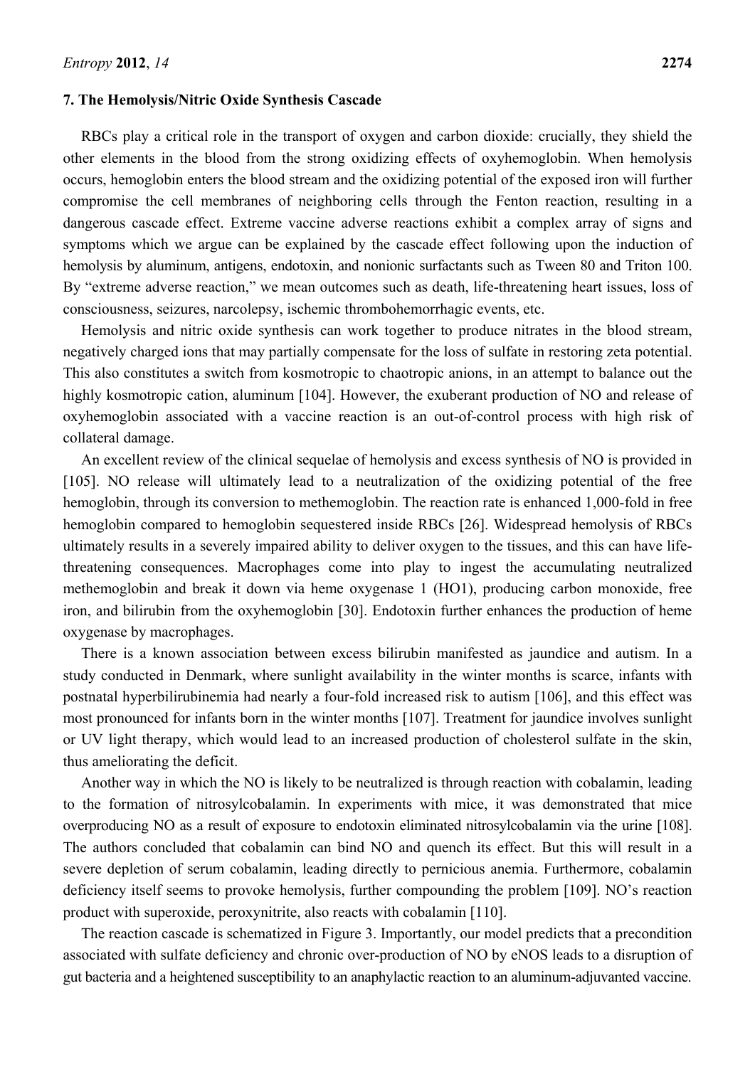## 7. The Hemolysis/Nitric Oxide Synthesis Cascade

RBCs play a critical role in the transport of oxygen and carbon dioxide: crucially, they shield the other elements in the blood from the strong oxidizing effects of oxyhemoglobin. When hemolysis occurs, hemoglobin enters the blood stream and the oxidizing potential of the exposed iron will further compromise the cell membranes of neighboring cells through the Fenton reaction, resulting in a dangerous cascade effect. Extreme vaccine adverse reactions exhibit a complex array of signs and symptoms which we argue can be explained by the cascade effect following upon the induction of hemolysis by aluminum, antigens, endotoxin, and nonionic surfactants such as Tween 80 and Triton 100. By "extreme adverse reaction," we mean outcomes such as death, life-threatening heart issues, loss of consciousness, seizures, narcolepsy, ischemic thrombohemorrhagic events, etc.

Hemolysis and nitric oxide synthesis can work together to produce nitrates in the blood stream, negatively charged ions that may partially compensate for the loss of sulfate in restoring zeta potential. This also constitutes a switch from kosmotropic to chaotropic anions, in an attempt to balance out the highly kosmotropic cation, aluminum [104]. However, the exuberant production of NO and release of oxyhemoglobin associated with a vaccine reaction is an out-of-control process with high risk of collateral damage.

An excellent review of the clinical sequelae of hemolysis and excess synthesis of NO is provided in [105]. NO release will ultimately lead to a neutralization of the oxidizing potential of the free hemoglobin, through its conversion to methemoglobin. The reaction rate is enhanced 1,000-fold in free hemoglobin compared to hemoglobin sequestered inside RBCs [26]. Widespread hemolysis of RBCs ultimately results in a severely impaired ability to deliver oxygen to the tissues, and this can have life-threatening consequences. Macrophages come into play to ingest the accumulating neutralized methemoglobin and break it down via heme oxygenase 1 (HO1), producing carbon monoxide, free iron, and bilirubin from the oxyhemoglobin [30]. Endotoxin further enhances the production of heme oxygenase by macrophages.

There is a known association between excess bilirubin manifested as jaundice and autism. In a study conducted in Denmark, where sunlight availability in the winter months is scarce, infants with postnatal hyperbilirubinemia had nearly a four-fold increased risk to autism [106], and this effect was most pronounced for infants born in the winter months [107]. Treatment for jaundice involves sunlight or UV light therapy, which would lead to an increased production of cholesterol sulfate in the skin, thus ameliorating the deficit.

Another way in which the NO is likely to be neutralized is through reaction with cobalamin, leading to the formation of nitrosylcobalamin. In experiments with mice, it was demonstrated that mice overproducing NO as a result of exposure to endotoxin eliminated nitrosylcobalamin via the urine [108]. The authors concluded that cobalamin can bind NO and quench its effect. But this will result in a severe depletion of serum cobalamin, leading directly to pernicious anemia. Furthermore, cobalamin deficiency itself seems to provoke hemolysis, further compounding the problem [109]. NO's reaction product with superoxide, peroxynitrite, also reacts with cobalamin [110].

The reaction cascade is schematized in Figure 3. Importantly, our model predicts that a precondition associated with sulfate deficiency and chronic over-production of NO by eNOS leads to a disruption of gut bacteria and a heightened susceptibility to an anaphylactic reaction to an aluminum-adjuvanted vaccine.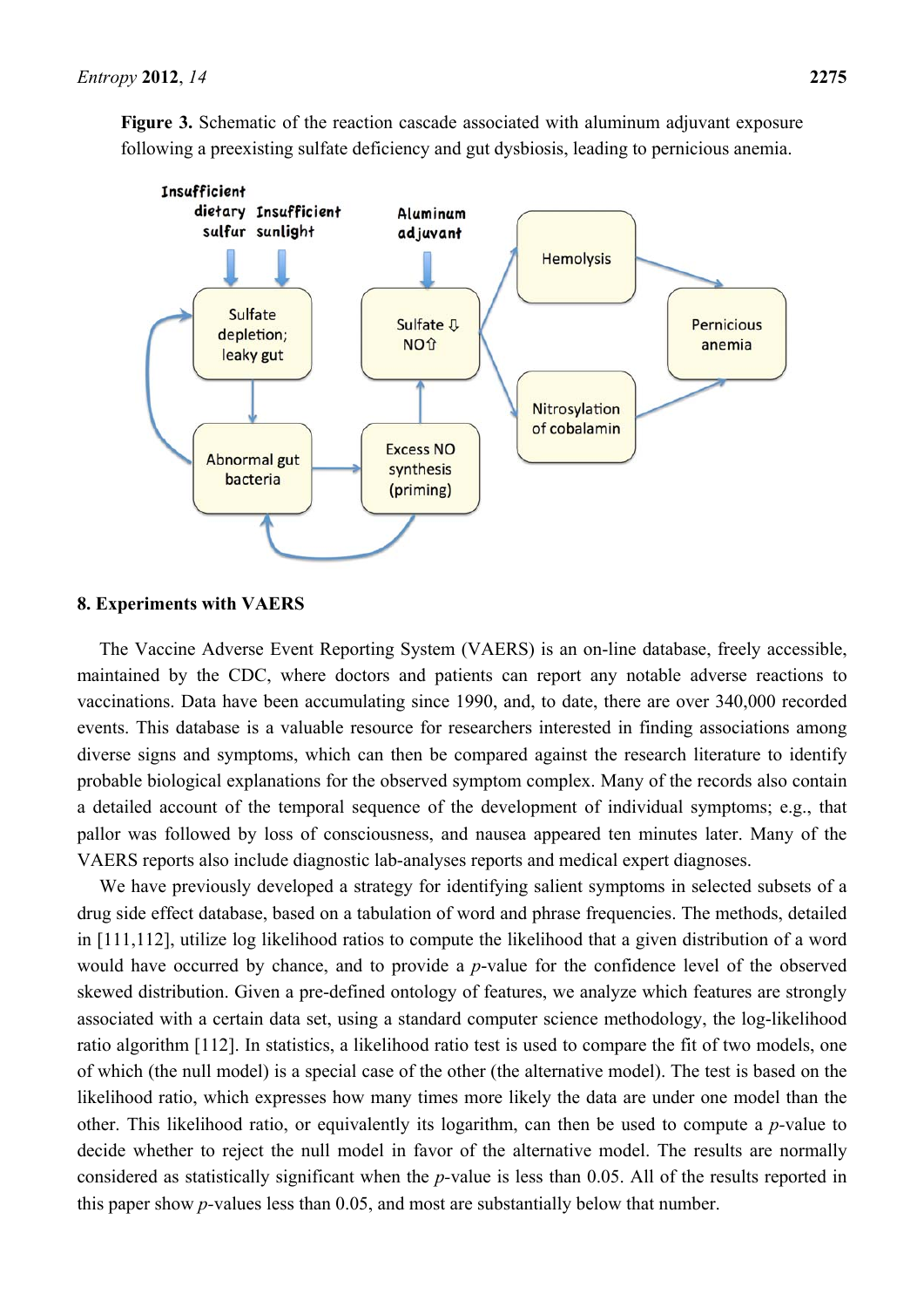**Figure 3.** Schematic of the reaction cascade associated with aluminum adjuvant exposure following a preexisting sulfate deficiency and gut dysbiosis, leading to pernicious anemia.

Insufficient dietary sulfur
Insufficient sunlight
Aluminum adjuvant
Sulfate depletion; leaky gut
Sulfate ⇩ NO⇧
Hemolysis
Pernicious anemia
Nitrosylation of cobalamin
Abnormal gut bacteria
Excess NO synthesis (priming)

## 8. Experiments with VAERS

The Vaccine Adverse Event Reporting System (VAERS) is an on-line database, freely accessible, maintained by the CDC, where doctors and patients can report any notable adverse reactions to vaccinations. Data have been accumulating since 1990, and, to date, there are over 340,000 recorded events. This database is a valuable resource for researchers interested in finding associations among diverse signs and symptoms, which can then be compared against the research literature to identify probable biological explanations for the observed symptom complex. Many of the records also contain a detailed account of the temporal sequence of the development of individual symptoms; e.g., that pallor was followed by loss of consciousness, and nausea appeared ten minutes later. Many of the VAERS reports also include diagnostic lab-analyses reports and medical expert diagnoses.

We have previously developed a strategy for identifying salient symptoms in selected subsets of a drug side effect database, based on a tabulation of word and phrase frequencies. The methods, detailed in [111,112], utilize log likelihood ratios to compute the likelihood that a given distribution of a word would have occurred by chance, and to provide a *p*-value for the confidence level of the observed skewed distribution. Given a pre-defined ontology of features, we analyze which features are strongly associated with a certain data set, using a standard computer science methodology, the log-likelihood ratio algorithm [112]. In statistics, a likelihood ratio test is used to compare the fit of two models, one of which (the null model) is a special case of the other (the alternative model). The test is based on the likelihood ratio, which expresses how many times more likely the data are under one model than the other. This likelihood ratio, or equivalently its logarithm, can then be used to compute a *p*-value to decide whether to reject the null model in favor of the alternative model. The results are normally considered as statistically significant when the *p*-value is less than 0.05. All of the results reported in this paper show *p*-values less than 0.05, and most are substantially below that number.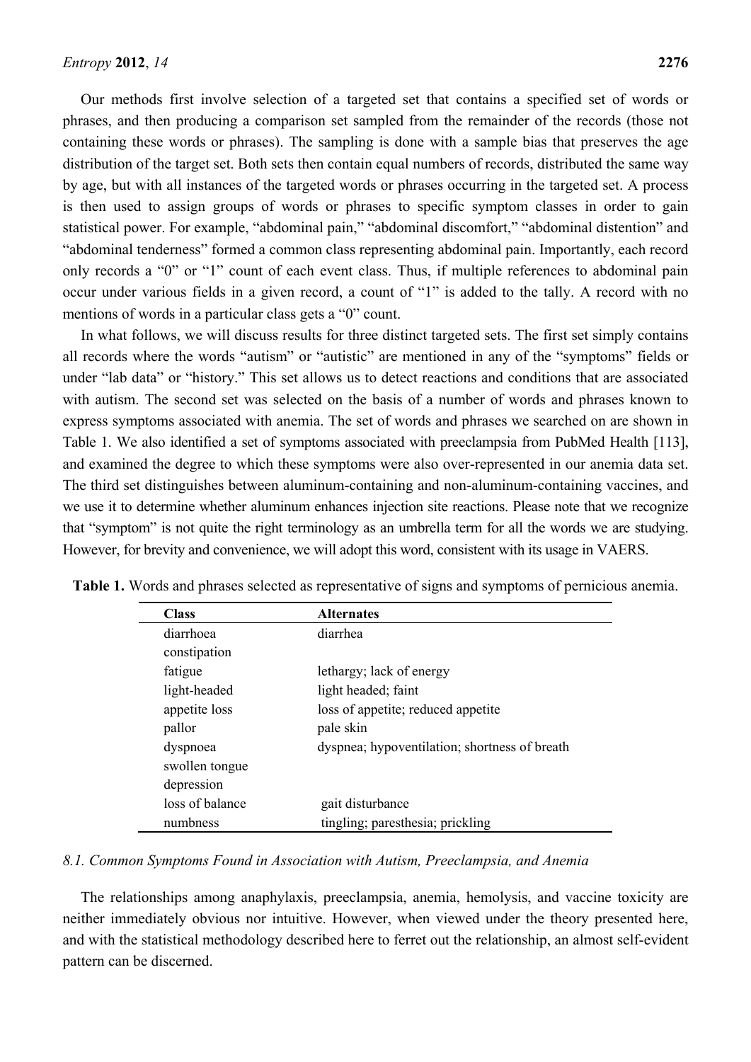Our methods first involve selection of a targeted set that contains a specified set of words or phrases, and then producing a comparison set sampled from the remainder of the records (those not containing these words or phrases). The sampling is done with a sample bias that preserves the age distribution of the target set. Both sets then contain equal numbers of records, distributed the same way by age, but with all instances of the targeted words or phrases occurring in the targeted set. A process is then used to assign groups of words or phrases to specific symptom classes in order to gain statistical power. For example, "abdominal pain," "abdominal discomfort," "abdominal distention" and "abdominal tenderness" formed a common class representing abdominal pain. Importantly, each record only records a "0" or "1" count of each event class. Thus, if multiple references to abdominal pain occur under various fields in a given record, a count of "1" is added to the tally. A record with no mentions of words in a particular class gets a "0" count.

In what follows, we will discuss results for three distinct targeted sets. The first set simply contains all records where the words "autism" or "autistic" are mentioned in any of the "symptoms" fields or under "lab data" or "history." This set allows us to detect reactions and conditions that are associated with autism. The second set was selected on the basis of a number of words and phrases known to express symptoms associated with anemia. The set of words and phrases we searched on are shown in Table 1. We also identified a set of symptoms associated with preeclampsia from PubMed Health [113], and examined the degree to which these symptoms were also over-represented in our anemia data set. The third set distinguishes between aluminum-containing and non-aluminum-containing vaccines, and we use it to determine whether aluminum enhances injection site reactions. Please note that we recognize that "symptom" is not quite the right terminology as an umbrella term for all the words we are studying. However, for brevity and convenience, we will adopt this word, consistent with its usage in VAERS.

**Table 1.** Words and phrases selected as representative of signs and symptoms of pernicious anemia.

| Class | Alternates |
| --- | --- |
| diarrhoea | diarrhea |
| constipation | |
| fatigue | lethargy; lack of energy |
| light-headed | light headed; faint |
| appetite loss | loss of appetite; reduced appetite |
| pallor | pale skin |
| dyspnoea | dyspnea; hypoventilation; shortness of breath |
| swollen tongue | |
| depression | |
| loss of balance | gait disturbance |
| numbness | tingling; paresthesia; prickling |

### *8.1. Common Symptoms Found in Association with Autism, Preeclampsia, and Anemia*

The relationships among anaphylaxis, preeclampsia, anemia, hemolysis, and vaccine toxicity are neither immediately obvious nor intuitive. However, when viewed under the theory presented here, and with the statistical methodology described here to ferret out the relationship, an almost self-evident pattern can be discerned.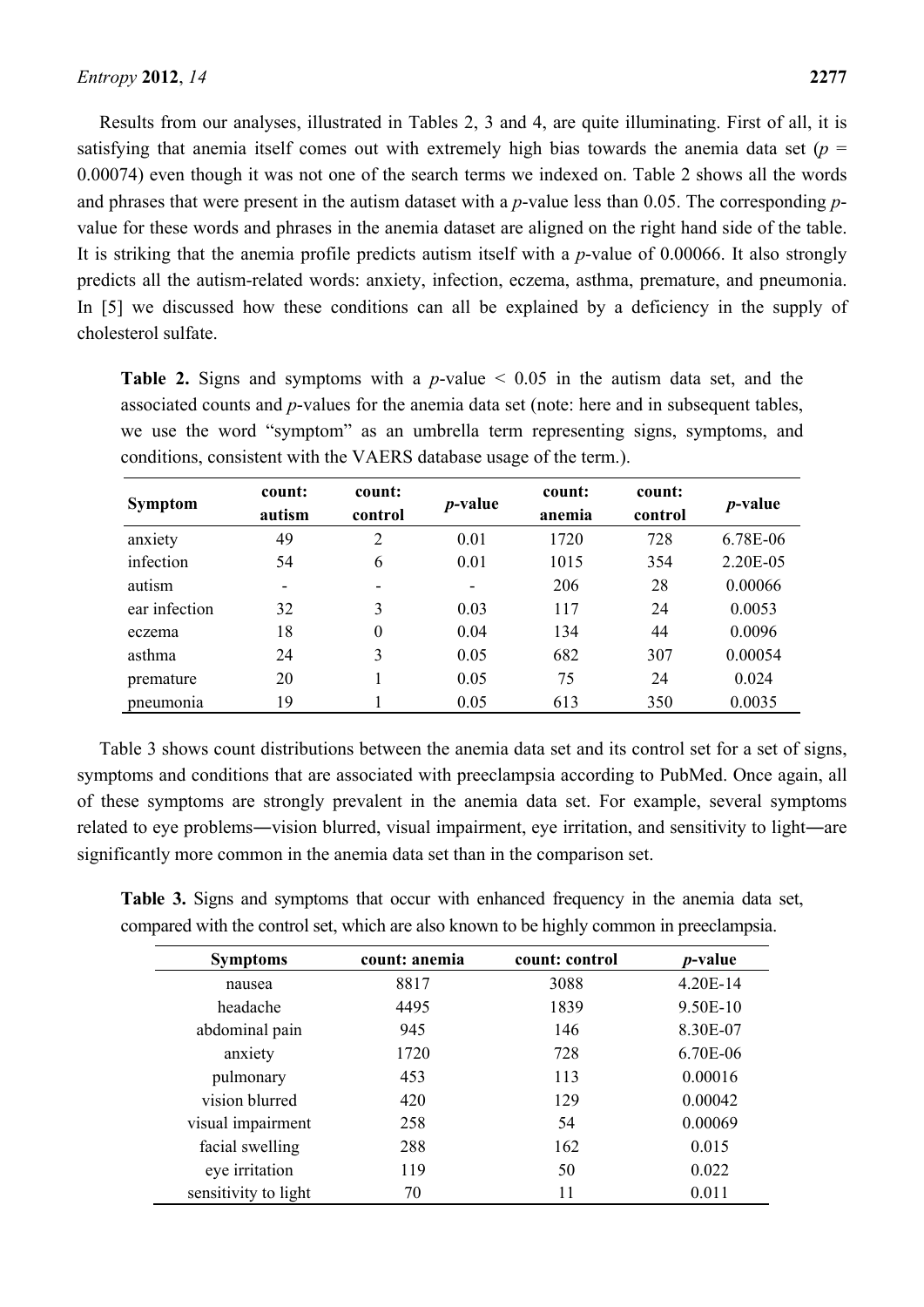Results from our analyses, illustrated in Tables 2, 3 and 4, are quite illuminating. First of all, it is satisfying that anemia itself comes out with extremely high bias towards the anemia data set ($p$ = 0.00074) even though it was not one of the search terms we indexed on. Table 2 shows all the words and phrases that were present in the autism dataset with a $p$-value less than 0.05. The corresponding $p$-value for these words and phrases in the anemia dataset are aligned on the right hand side of the table. It is striking that the anemia profile predicts autism itself with a $p$-value of 0.00066. It also strongly predicts all the autism-related words: anxiety, infection, eczema, asthma, premature, and pneumonia. In [5] we discussed how these conditions can all be explained by a deficiency in the supply of cholesterol sulfate.

**Table 2.** Signs and symptoms with a $p$-value < 0.05 in the autism data set, and the associated counts and $p$-values for the anemia data set (note: here and in subsequent tables, we use the word "symptom" as an umbrella term representing signs, symptoms, and conditions, consistent with the VAERS database usage of the term.).

| Symptom | count: autism | count: control | $p$-value | count: anemia | count: control | $p$-value |
|---|---|---|---|---|---|---|
| anxiety | 49 | 2 | 0.01 | 1720 | 728 | 6.78E-06 |
| infection | 54 | 6 | 0.01 | 1015 | 354 | 2.20E-05 |
| autism | - | - | - | 206 | 28 | 0.00066 |
| ear infection | 32 | 3 | 0.03 | 117 | 24 | 0.0053 |
| eczema | 18 | 0 | 0.04 | 134 | 44 | 0.0096 |
| asthma | 24 | 3 | 0.05 | 682 | 307 | 0.00054 |
| premature | 20 | 1 | 0.05 | 75 | 24 | 0.024 |
| pneumonia | 19 | 1 | 0.05 | 613 | 350 | 0.0035 |

Table 3 shows count distributions between the anemia data set and its control set for a set of signs, symptoms and conditions that are associated with preeclampsia according to PubMed. Once again, all of these symptoms are strongly prevalent in the anemia data set. For example, several symptoms related to eye problems―vision blurred, visual impairment, eye irritation, and sensitivity to light―are significantly more common in the anemia data set than in the comparison set.

**Table 3.** Signs and symptoms that occur with enhanced frequency in the anemia data set, compared with the control set, which are also known to be highly common in preeclampsia.

| Symptoms | count: anemia | count: control | $p$-value |
|---|---|---|---|
| nausea | 8817 | 3088 | 4.20E-14 |
| headache | 4495 | 1839 | 9.50E-10 |
| abdominal pain | 945 | 146 | 8.30E-07 |
| anxiety | 1720 | 728 | 6.70E-06 |
| pulmonary | 453 | 113 | 0.00016 |
| vision blurred | 420 | 129 | 0.00042 |
| visual impairment | 258 | 54 | 0.00069 |
| facial swelling | 288 | 162 | 0.015 |
| eye irritation | 119 | 50 | 0.022 |
| sensitivity to light | 70 | 11 | 0.011 |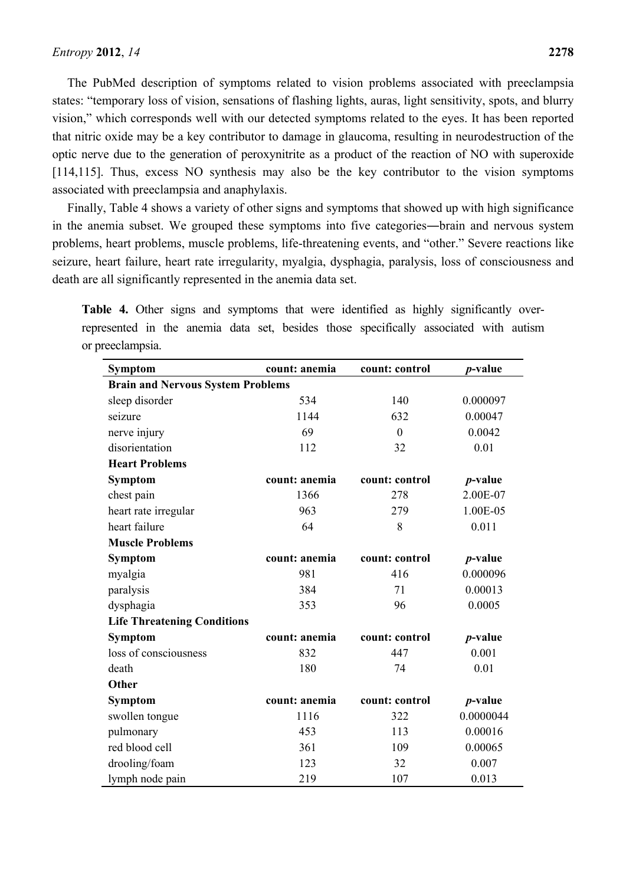The PubMed description of symptoms related to vision problems associated with preeclampsia states: "temporary loss of vision, sensations of flashing lights, auras, light sensitivity, spots, and blurry vision," which corresponds well with our detected symptoms related to the eyes. It has been reported that nitric oxide may be a key contributor to damage in glaucoma, resulting in neurodestruction of the optic nerve due to the generation of peroxynitrite as a product of the reaction of NO with superoxide [114,115]. Thus, excess NO synthesis may also be the key contributor to the vision symptoms associated with preeclampsia and anaphylaxis.

Finally, Table 4 shows a variety of other signs and symptoms that showed up with high significance in the anemia subset. We grouped these symptoms into five categories―brain and nervous system problems, heart problems, muscle problems, life-threatening events, and "other." Severe reactions like seizure, heart failure, heart rate irregularity, myalgia, dysphagia, paralysis, loss of consciousness and death are all significantly represented in the anemia data set.

**Table 4.** Other signs and symptoms that were identified as highly significantly over-represented in the anemia data set, besides those specifically associated with autism or preeclampsia.

| Symptom | count: anemia | count: control | *p*-value |
|---|---|---|---|
| **Brain and Nervous System Problems** | | | |
| sleep disorder | 534 | 140 | 0.000097 |
| seizure | 1144 | 632 | 0.00047 |
| nerve injury | 69 | 0 | 0.0042 |
| disorientation | 112 | 32 | 0.01 |
| **Heart Problems** | | | |
| **Symptom** | **count: anemia** | **count: control** | ***p*-value** |
| chest pain | 1366 | 278 | 2.00E-07 |
| heart rate irregular | 963 | 279 | 1.00E-05 |
| heart failure | 64 | 8 | 0.011 |
| **Muscle Problems** | | | |
| **Symptom** | **count: anemia** | **count: control** | ***p*-value** |
| myalgia | 981 | 416 | 0.000096 |
| paralysis | 384 | 71 | 0.00013 |
| dysphagia | 353 | 96 | 0.0005 |
| **Life Threatening Conditions** | | | |
| **Symptom** | **count: anemia** | **count: control** | ***p*-value** |
| loss of consciousness | 832 | 447 | 0.001 |
| death | 180 | 74 | 0.01 |
| **Other** | | | |
| **Symptom** | **count: anemia** | **count: control** | ***p*-value** |
| swollen tongue | 1116 | 322 | 0.0000044 |
| pulmonary | 453 | 113 | 0.00016 |
| red blood cell | 361 | 109 | 0.00065 |
| drooling/foam | 123 | 32 | 0.007 |
| lymph node pain | 219 | 107 | 0.013 |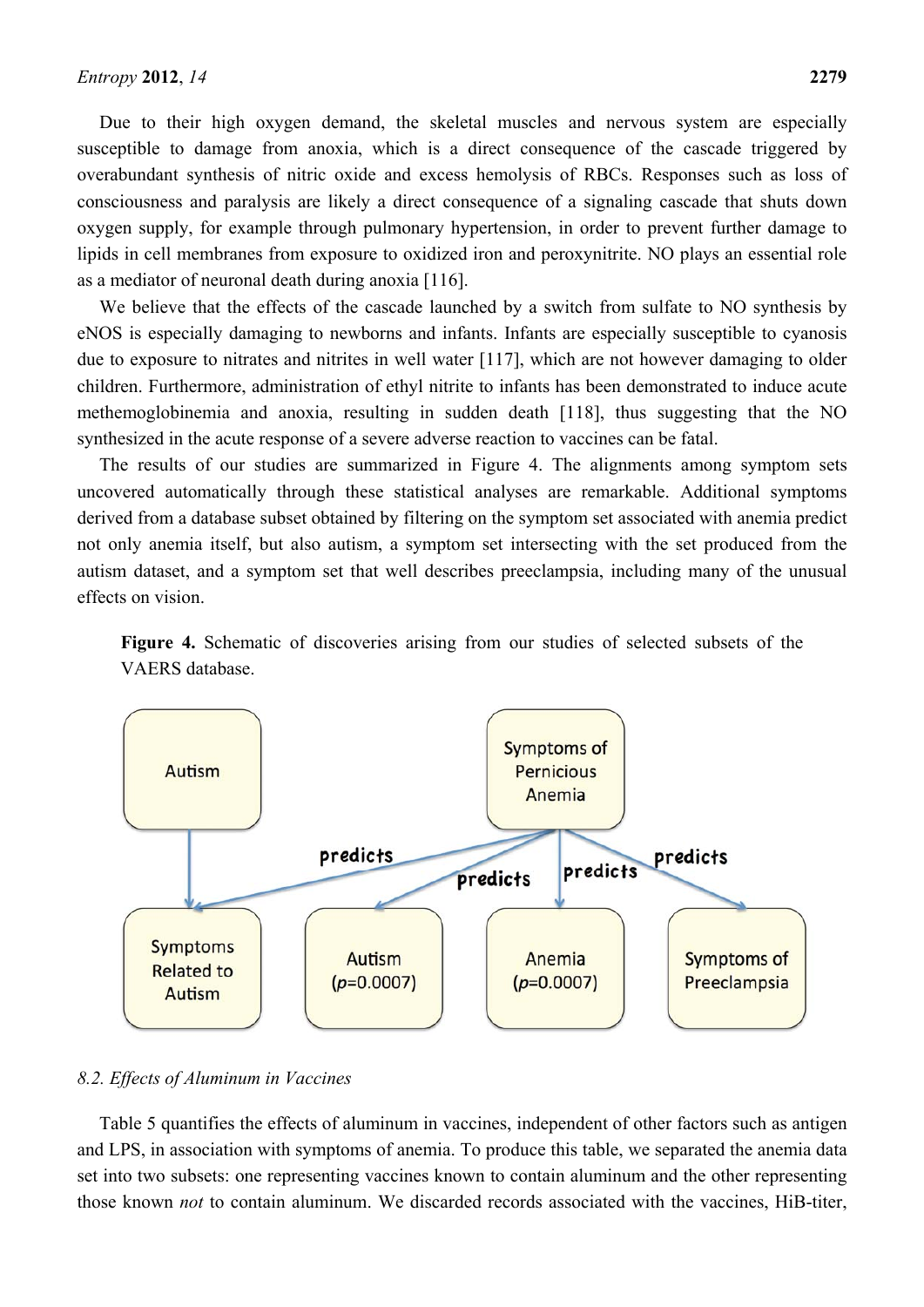Due to their high oxygen demand, the skeletal muscles and nervous system are especially susceptible to damage from anoxia, which is a direct consequence of the cascade triggered by overabundant synthesis of nitric oxide and excess hemolysis of RBCs. Responses such as loss of consciousness and paralysis are likely a direct consequence of a signaling cascade that shuts down oxygen supply, for example through pulmonary hypertension, in order to prevent further damage to lipids in cell membranes from exposure to oxidized iron and peroxynitrite. NO plays an essential role as a mediator of neuronal death during anoxia [116].

We believe that the effects of the cascade launched by a switch from sulfate to NO synthesis by eNOS is especially damaging to newborns and infants. Infants are especially susceptible to cyanosis due to exposure to nitrates and nitrites in well water [117], which are not however damaging to older children. Furthermore, administration of ethyl nitrite to infants has been demonstrated to induce acute methemoglobinemia and anoxia, resulting in sudden death [118], thus suggesting that the NO synthesized in the acute response of a severe adverse reaction to vaccines can be fatal.

The results of our studies are summarized in Figure 4. The alignments among symptom sets uncovered automatically through these statistical analyses are remarkable. Additional symptoms derived from a database subset obtained by filtering on the symptom set associated with anemia predict not only anemia itself, but also autism, a symptom set intersecting with the set produced from the autism dataset, and a symptom set that well describes preeclampsia, including many of the unusual effects on vision.

**Figure 4.** Schematic of discoveries arising from our studies of selected subsets of the VAERS database.

### 8.2. Effects of Aluminum in Vaccines

Table 5 quantifies the effects of aluminum in vaccines, independent of other factors such as antigen and LPS, in association with symptoms of anemia. To produce this table, we separated the anemia data set into two subsets: one representing vaccines known to contain aluminum and the other representing those known *not* to contain aluminum. We discarded records associated with the vaccines, HiB-titer,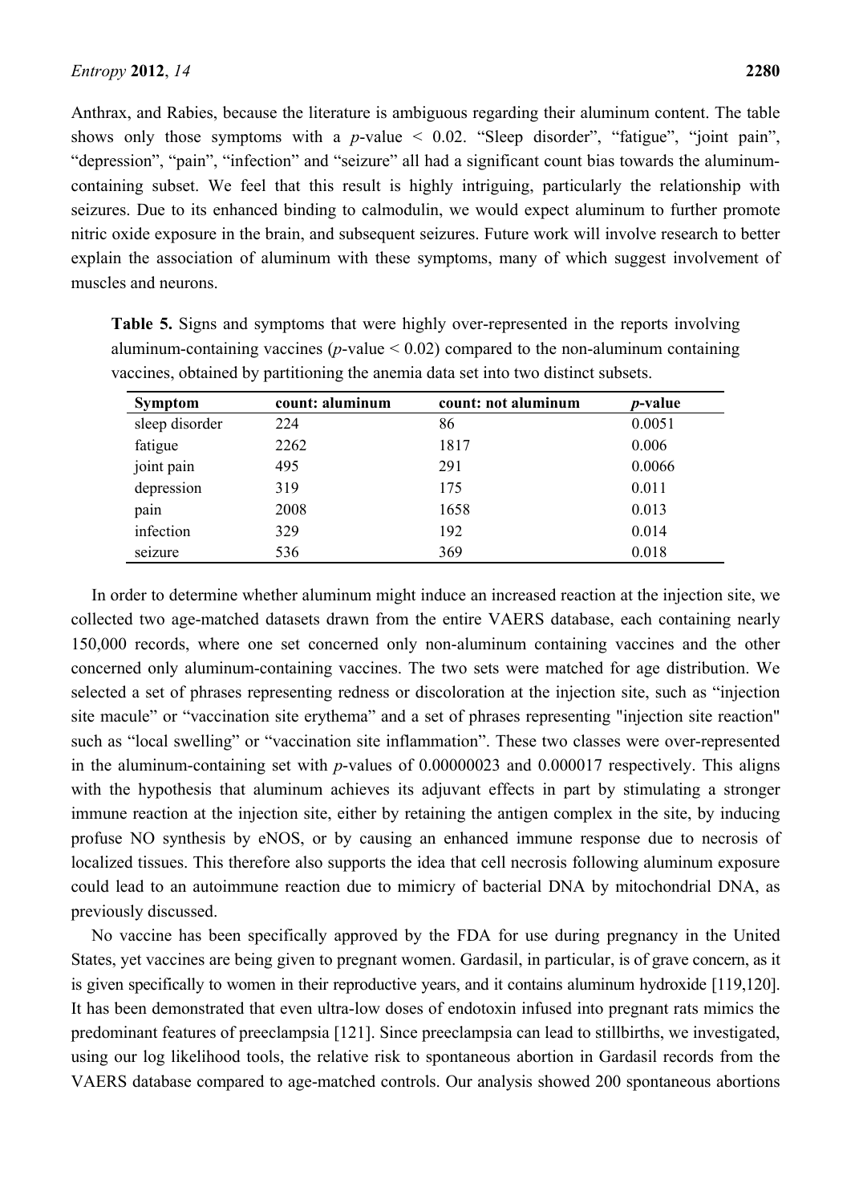Anthrax, and Rabies, because the literature is ambiguous regarding their aluminum content. The table shows only those symptoms with a $p$-value $< 0.02$. "Sleep disorder", "fatigue", "joint pain", "depression", "pain", "infection" and "seizure" all had a significant count bias towards the aluminum-containing subset. We feel that this result is highly intriguing, particularly the relationship with seizures. Due to its enhanced binding to calmodulin, we would expect aluminum to further promote nitric oxide exposure in the brain, and subsequent seizures. Future work will involve research to better explain the association of aluminum with these symptoms, many of which suggest involvement of muscles and neurons.

**Table 5.** Signs and symptoms that were highly over-represented in the reports involving aluminum-containing vaccines ($p$-value $< 0.02$) compared to the non-aluminum containing vaccines, obtained by partitioning the anemia data set into two distinct subsets.

| Symptom | count: aluminum | count: not aluminum | $p$-value |
|---|---|---|---|
| sleep disorder | 224 | 86 | 0.0051 |
| fatigue | 2262 | 1817 | 0.006 |
| joint pain | 495 | 291 | 0.0066 |
| depression | 319 | 175 | 0.011 |
| pain | 2008 | 1658 | 0.013 |
| infection | 329 | 192 | 0.014 |
| seizure | 536 | 369 | 0.018 |

In order to determine whether aluminum might induce an increased reaction at the injection site, we collected two age-matched datasets drawn from the entire VAERS database, each containing nearly 150,000 records, where one set concerned only non-aluminum containing vaccines and the other concerned only aluminum-containing vaccines. The two sets were matched for age distribution. We selected a set of phrases representing redness or discoloration at the injection site, such as "injection site macule" or "vaccination site erythema" and a set of phrases representing "injection site reaction" such as "local swelling" or "vaccination site inflammation". These two classes were over-represented in the aluminum-containing set with $p$-values of 0.00000023 and 0.000017 respectively. This aligns with the hypothesis that aluminum achieves its adjuvant effects in part by stimulating a stronger immune reaction at the injection site, either by retaining the antigen complex in the site, by inducing profuse NO synthesis by eNOS, or by causing an enhanced immune response due to necrosis of localized tissues. This therefore also supports the idea that cell necrosis following aluminum exposure could lead to an autoimmune reaction due to mimicry of bacterial DNA by mitochondrial DNA, as previously discussed.

No vaccine has been specifically approved by the FDA for use during pregnancy in the United States, yet vaccines are being given to pregnant women. Gardasil, in particular, is of grave concern, as it is given specifically to women in their reproductive years, and it contains aluminum hydroxide [119,120]. It has been demonstrated that even ultra-low doses of endotoxin infused into pregnant rats mimics the predominant features of preeclampsia [121]. Since preeclampsia can lead to stillbirths, we investigated, using our log likelihood tools, the relative risk to spontaneous abortion in Gardasil records from the VAERS database compared to age-matched controls. Our analysis showed 200 spontaneous abortions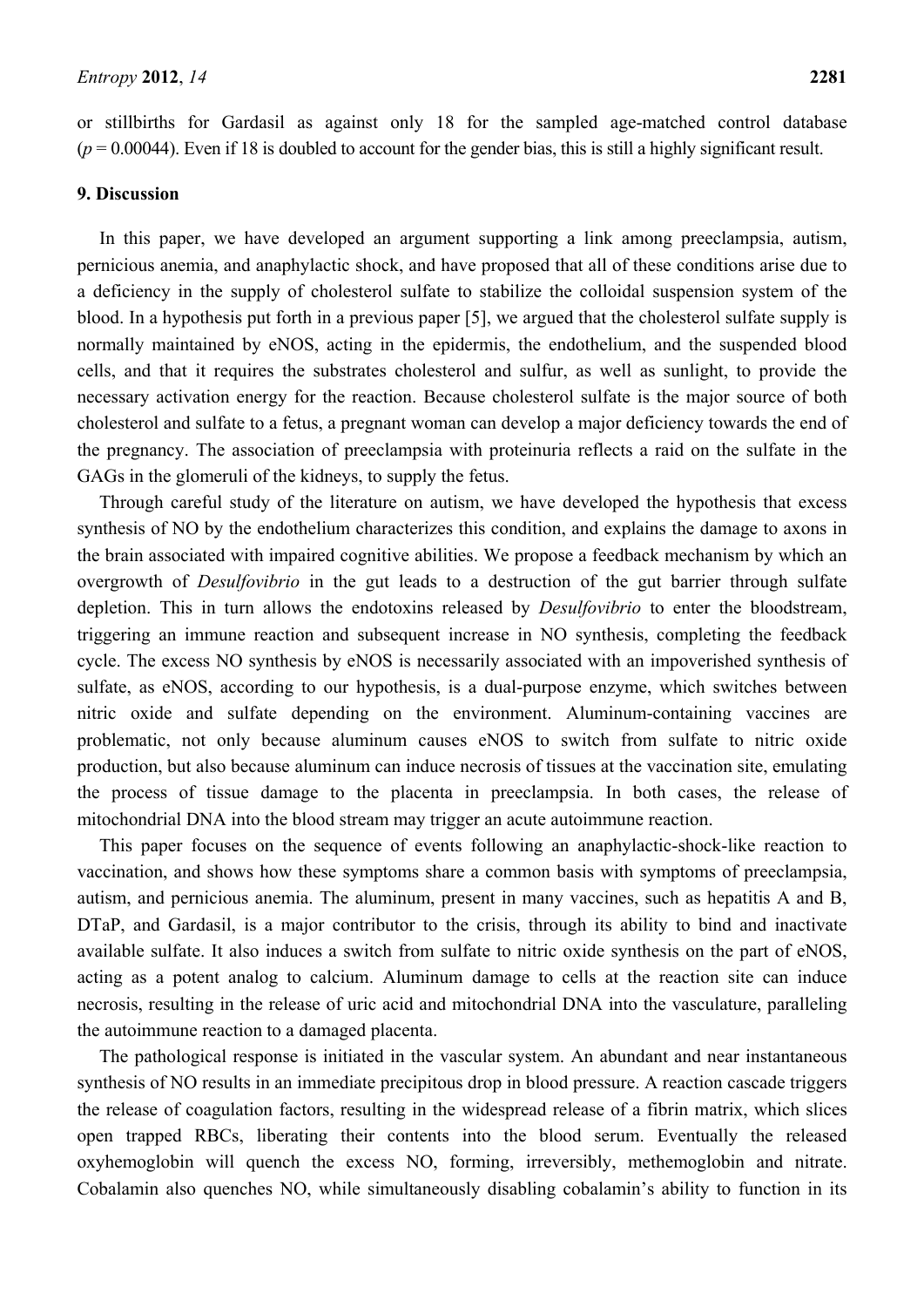or stillbirths for Gardasil as against only 18 for the sampled age-matched control database ($p = 0.00044$). Even if 18 is doubled to account for the gender bias, this is still a highly significant result.

## 9. Discussion

In this paper, we have developed an argument supporting a link among preeclampsia, autism, pernicious anemia, and anaphylactic shock, and have proposed that all of these conditions arise due to a deficiency in the supply of cholesterol sulfate to stabilize the colloidal suspension system of the blood. In a hypothesis put forth in a previous paper [5], we argued that the cholesterol sulfate supply is normally maintained by eNOS, acting in the epidermis, the endothelium, and the suspended blood cells, and that it requires the substrates cholesterol and sulfur, as well as sunlight, to provide the necessary activation energy for the reaction. Because cholesterol sulfate is the major source of both cholesterol and sulfate to a fetus, a pregnant woman can develop a major deficiency towards the end of the pregnancy. The association of preeclampsia with proteinuria reflects a raid on the sulfate in the GAGs in the glomeruli of the kidneys, to supply the fetus.

Through careful study of the literature on autism, we have developed the hypothesis that excess synthesis of NO by the endothelium characterizes this condition, and explains the damage to axons in the brain associated with impaired cognitive abilities. We propose a feedback mechanism by which an overgrowth of *Desulfovibrio* in the gut leads to a destruction of the gut barrier through sulfate depletion. This in turn allows the endotoxins released by *Desulfovibrio* to enter the bloodstream, triggering an immune reaction and subsequent increase in NO synthesis, completing the feedback cycle. The excess NO synthesis by eNOS is necessarily associated with an impoverished synthesis of sulfate, as eNOS, according to our hypothesis, is a dual-purpose enzyme, which switches between nitric oxide and sulfate depending on the environment. Aluminum-containing vaccines are problematic, not only because aluminum causes eNOS to switch from sulfate to nitric oxide production, but also because aluminum can induce necrosis of tissues at the vaccination site, emulating the process of tissue damage to the placenta in preeclampsia. In both cases, the release of mitochondrial DNA into the blood stream may trigger an acute autoimmune reaction.

This paper focuses on the sequence of events following an anaphylactic-shock-like reaction to vaccination, and shows how these symptoms share a common basis with symptoms of preeclampsia, autism, and pernicious anemia. The aluminum, present in many vaccines, such as hepatitis A and B, DTaP, and Gardasil, is a major contributor to the crisis, through its ability to bind and inactivate available sulfate. It also induces a switch from sulfate to nitric oxide synthesis on the part of eNOS, acting as a potent analog to calcium. Aluminum damage to cells at the reaction site can induce necrosis, resulting in the release of uric acid and mitochondrial DNA into the vasculature, paralleling the autoimmune reaction to a damaged placenta.

The pathological response is initiated in the vascular system. An abundant and near instantaneous synthesis of NO results in an immediate precipitous drop in blood pressure. A reaction cascade triggers the release of coagulation factors, resulting in the widespread release of a fibrin matrix, which slices open trapped RBCs, liberating their contents into the blood serum. Eventually the released oxyhemoglobin will quench the excess NO, forming, irreversibly, methemoglobin and nitrate. Cobalamin also quenches NO, while simultaneously disabling cobalamin's ability to function in its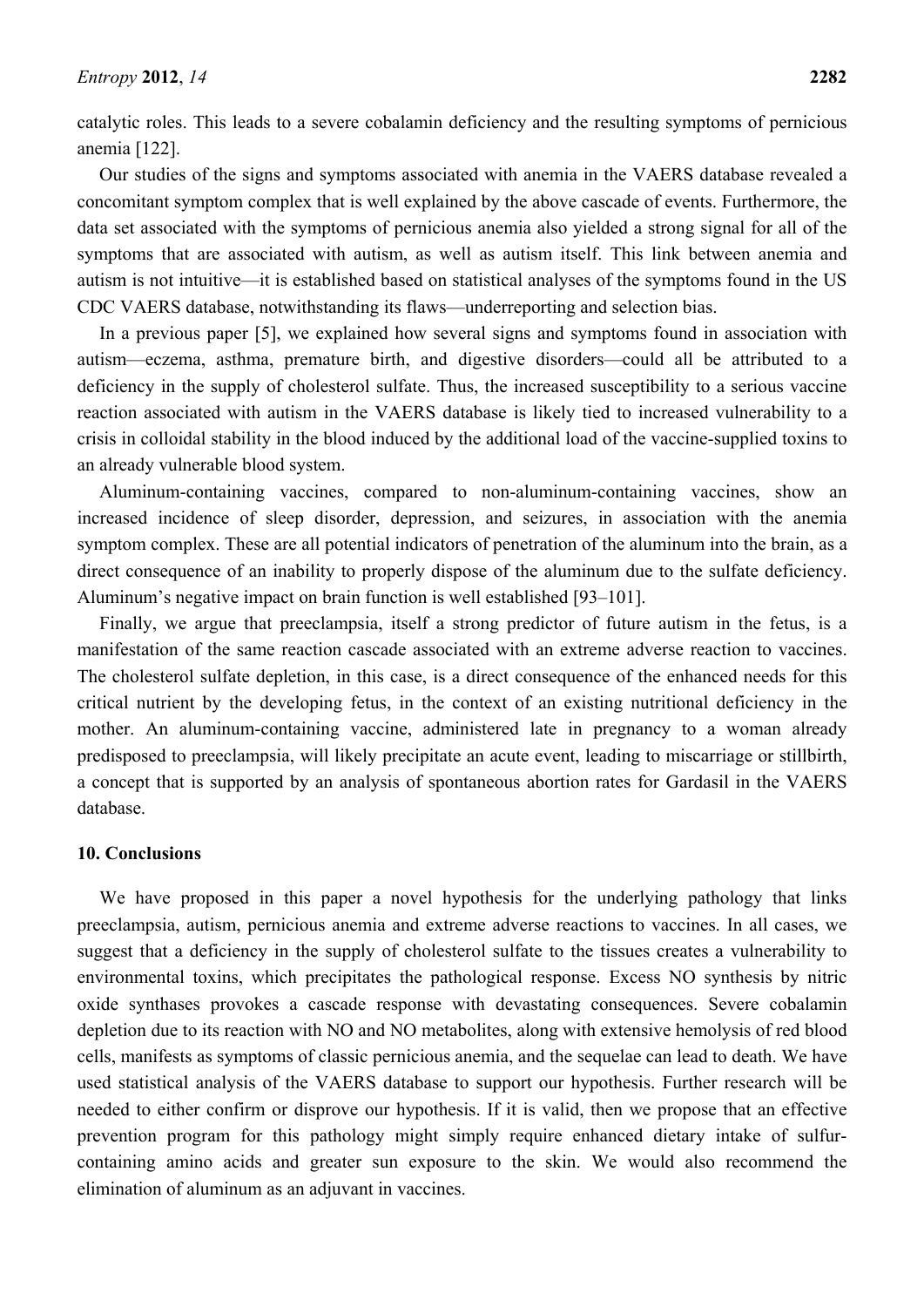catalytic roles. This leads to a severe cobalamin deficiency and the resulting symptoms of pernicious anemia [122].

Our studies of the signs and symptoms associated with anemia in the VAERS database revealed a concomitant symptom complex that is well explained by the above cascade of events. Furthermore, the data set associated with the symptoms of pernicious anemia also yielded a strong signal for all of the symptoms that are associated with autism, as well as autism itself. This link between anemia and autism is not intuitive—it is established based on statistical analyses of the symptoms found in the US CDC VAERS database, notwithstanding its flaws—underreporting and selection bias.

In a previous paper [5], we explained how several signs and symptoms found in association with autism—eczema, asthma, premature birth, and digestive disorders—could all be attributed to a deficiency in the supply of cholesterol sulfate. Thus, the increased susceptibility to a serious vaccine reaction associated with autism in the VAERS database is likely tied to increased vulnerability to a crisis in colloidal stability in the blood induced by the additional load of the vaccine-supplied toxins to an already vulnerable blood system.

Aluminum-containing vaccines, compared to non-aluminum-containing vaccines, show an increased incidence of sleep disorder, depression, and seizures, in association with the anemia symptom complex. These are all potential indicators of penetration of the aluminum into the brain, as a direct consequence of an inability to properly dispose of the aluminum due to the sulfate deficiency. Aluminum's negative impact on brain function is well established [93–101].

Finally, we argue that preeclampsia, itself a strong predictor of future autism in the fetus, is a manifestation of the same reaction cascade associated with an extreme adverse reaction to vaccines. The cholesterol sulfate depletion, in this case, is a direct consequence of the enhanced needs for this critical nutrient by the developing fetus, in the context of an existing nutritional deficiency in the mother. An aluminum-containing vaccine, administered late in pregnancy to a woman already predisposed to preeclampsia, will likely precipitate an acute event, leading to miscarriage or stillbirth, a concept that is supported by an analysis of spontaneous abortion rates for Gardasil in the VAERS database.

## 10. Conclusions

We have proposed in this paper a novel hypothesis for the underlying pathology that links preeclampsia, autism, pernicious anemia and extreme adverse reactions to vaccines. In all cases, we suggest that a deficiency in the supply of cholesterol sulfate to the tissues creates a vulnerability to environmental toxins, which precipitates the pathological response. Excess NO synthesis by nitric oxide synthases provokes a cascade response with devastating consequences. Severe cobalamin depletion due to its reaction with NO and NO metabolites, along with extensive hemolysis of red blood cells, manifests as symptoms of classic pernicious anemia, and the sequelae can lead to death. We have used statistical analysis of the VAERS database to support our hypothesis. Further research will be needed to either confirm or disprove our hypothesis. If it is valid, then we propose that an effective prevention program for this pathology might simply require enhanced dietary intake of sulfur-containing amino acids and greater sun exposure to the skin. We would also recommend the elimination of aluminum as an adjuvant in vaccines.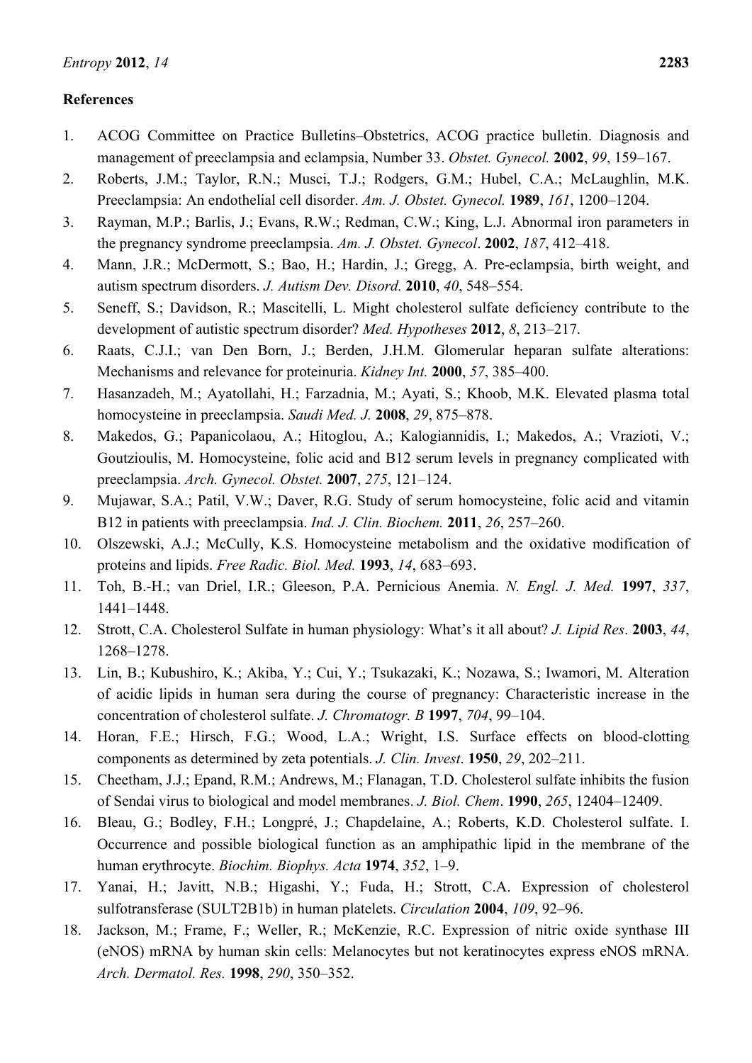## References

1. ACOG Committee on Practice Bulletins–Obstetrics, ACOG practice bulletin. Diagnosis and management of preeclampsia and eclampsia, Number 33. *Obstet. Gynecol.* **2002**, *99*, 159–167.
2. Roberts, J.M.; Taylor, R.N.; Musci, T.J.; Rodgers, G.M.; Hubel, C.A.; McLaughlin, M.K. Preeclampsia: An endothelial cell disorder. *Am. J. Obstet. Gynecol.* **1989**, *161*, 1200–1204.
3. Rayman, M.P.; Barlis, J.; Evans, R.W.; Redman, C.W.; King, L.J. Abnormal iron parameters in the pregnancy syndrome preeclampsia. *Am. J. Obstet. Gynecol*. **2002**, *187*, 412–418.
4. Mann, J.R.; McDermott, S.; Bao, H.; Hardin, J.; Gregg, A. Pre-eclampsia, birth weight, and autism spectrum disorders. *J. Autism Dev. Disord.* **2010**, *40*, 548–554.
5. Seneff, S.; Davidson, R.; Mascitelli, L. Might cholesterol sulfate deficiency contribute to the development of autistic spectrum disorder? *Med. Hypotheses* **2012**, *8*, 213–217.
6. Raats, C.J.I.; van Den Born, J.; Berden, J.H.M. Glomerular heparan sulfate alterations: Mechanisms and relevance for proteinuria. *Kidney Int.* **2000**, *57*, 385–400.
7. Hasanzadeh, M.; Ayatollahi, H.; Farzadnia, M.; Ayati, S.; Khoob, M.K. Elevated plasma total homocysteine in preeclampsia. *Saudi Med. J.* **2008**, *29*, 875–878.
8. Makedos, G.; Papanicolaou, A.; Hitoglou, A.; Kalogiannidis, I.; Makedos, A.; Vrazioti, V.; Goutzioulis, M. Homocysteine, folic acid and B12 serum levels in pregnancy complicated with preeclampsia. *Arch. Gynecol. Obstet.* **2007**, *275*, 121–124.
9. Mujawar, S.A.; Patil, V.W.; Daver, R.G. Study of serum homocysteine, folic acid and vitamin B12 in patients with preeclampsia. *Ind. J. Clin. Biochem.* **2011**, *26*, 257–260.
10. Olszewski, A.J.; McCully, K.S. Homocysteine metabolism and the oxidative modification of proteins and lipids. *Free Radic. Biol. Med.* **1993**, *14*, 683–693.
11. Toh, B.-H.; van Driel, I.R.; Gleeson, P.A. Pernicious Anemia. *N. Engl. J. Med.* **1997**, *337*, 1441–1448.
12. Strott, C.A. Cholesterol Sulfate in human physiology: What's it all about? *J. Lipid Res*. **2003**, *44*, 1268–1278.
13. Lin, B.; Kubushiro, K.; Akiba, Y.; Cui, Y.; Tsukazaki, K.; Nozawa, S.; Iwamori, M. Alteration of acidic lipids in human sera during the course of pregnancy: Characteristic increase in the concentration of cholesterol sulfate. *J. Chromatogr. B* **1997**, *704*, 99–104.
14. Horan, F.E.; Hirsch, F.G.; Wood, L.A.; Wright, I.S. Surface effects on blood-clotting components as determined by zeta potentials. *J. Clin. Invest*. **1950**, *29*, 202–211.
15. Cheetham, J.J.; Epand, R.M.; Andrews, M.; Flanagan, T.D. Cholesterol sulfate inhibits the fusion of Sendai virus to biological and model membranes. *J. Biol. Chem*. **1990**, *265*, 12404–12409.
16. Bleau, G.; Bodley, F.H.; Longpré, J.; Chapdelaine, A.; Roberts, K.D. Cholesterol sulfate. I. Occurrence and possible biological function as an amphipathic lipid in the membrane of the human erythrocyte. *Biochim. Biophys. Acta* **1974**, *352*, 1–9.
17. Yanai, H.; Javitt, N.B.; Higashi, Y.; Fuda, H.; Strott, C.A. Expression of cholesterol sulfotransferase (SULT2B1b) in human platelets. *Circulation* **2004**, *109*, 92–96.
18. Jackson, M.; Frame, F.; Weller, R.; McKenzie, R.C. Expression of nitric oxide synthase III (eNOS) mRNA by human skin cells: Melanocytes but not keratinocytes express eNOS mRNA. *Arch. Dermatol. Res.* **1998**, *290*, 350–352.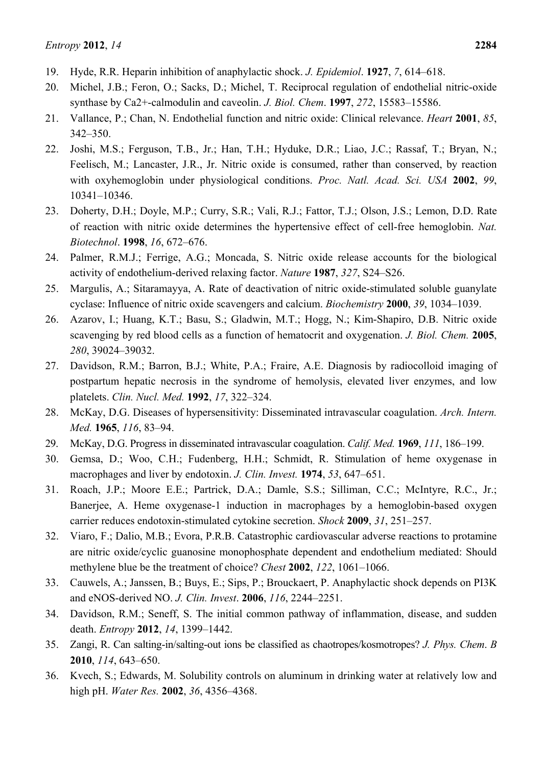19. Hyde, R.R. Heparin inhibition of anaphylactic shock. *J. Epidemiol*. **1927**, *7*, 614–618.
20. Michel, J.B.; Feron, O.; Sacks, D.; Michel, T. Reciprocal regulation of endothelial nitric-oxide synthase by Ca2+-calmodulin and caveolin. *J. Biol. Chem*. **1997**, *272*, 15583–15586.
21. Vallance, P.; Chan, N. Endothelial function and nitric oxide: Clinical relevance. *Heart* **2001**, *85*, 342–350.
22. Joshi, M.S.; Ferguson, T.B., Jr.; Han, T.H.; Hyduke, D.R.; Liao, J.C.; Rassaf, T.; Bryan, N.; Feelisch, M.; Lancaster, J.R., Jr. Nitric oxide is consumed, rather than conserved, by reaction with oxyhemoglobin under physiological conditions. *Proc. Natl. Acad. Sci. USA* **2002**, *99*, 10341–10346.
23. Doherty, D.H.; Doyle, M.P.; Curry, S.R.; Vali, R.J.; Fattor, T.J.; Olson, J.S.; Lemon, D.D. Rate of reaction with nitric oxide determines the hypertensive effect of cell-free hemoglobin. *Nat. Biotechnol*. **1998**, *16*, 672–676.
24. Palmer, R.M.J.; Ferrige, A.G.; Moncada, S. Nitric oxide release accounts for the biological activity of endothelium-derived relaxing factor. *Nature* **1987**, *327*, S24–S26.
25. Margulis, A.; Sitaramayya, A. Rate of deactivation of nitric oxide-stimulated soluble guanylate cyclase: Influence of nitric oxide scavengers and calcium. *Biochemistry* **2000**, *39*, 1034–1039.
26. Azarov, I.; Huang, K.T.; Basu, S.; Gladwin, M.T.; Hogg, N.; Kim-Shapiro, D.B. Nitric oxide scavenging by red blood cells as a function of hematocrit and oxygenation. *J. Biol. Chem.* **2005**, *280*, 39024–39032.
27. Davidson, R.M.; Barron, B.J.; White, P.A.; Fraire, A.E. Diagnosis by radiocolloid imaging of postpartum hepatic necrosis in the syndrome of hemolysis, elevated liver enzymes, and low platelets. *Clin. Nucl. Med.* **1992**, *17*, 322–324.
28. McKay, D.G. Diseases of hypersensitivity: Disseminated intravascular coagulation. *Arch. Intern. Med.* **1965**, *116*, 83–94.
29. McKay, D.G. Progress in disseminated intravascular coagulation. *Calif. Med.* **1969**, *111*, 186–199.
30. Gemsa, D.; Woo, C.H.; Fudenberg, H.H.; Schmidt, R. Stimulation of heme oxygenase in macrophages and liver by endotoxin. *J. Clin. Invest.* **1974**, *53*, 647–651.
31. Roach, J.P.; Moore E.E.; Partrick, D.A.; Damle, S.S.; Silliman, C.C.; McIntyre, R.C., Jr.; Banerjee, A. Heme oxygenase-1 induction in macrophages by a hemoglobin-based oxygen carrier reduces endotoxin-stimulated cytokine secretion. *Shock* **2009**, *31*, 251–257.
32. Viaro, F.; Dalio, M.B.; Evora, P.R.B. Catastrophic cardiovascular adverse reactions to protamine are nitric oxide/cyclic guanosine monophosphate dependent and endothelium mediated: Should methylene blue be the treatment of choice? *Chest* **2002**, *122*, 1061–1066.
33. Cauwels, A.; Janssen, B.; Buys, E.; Sips, P.; Brouckaert, P. Anaphylactic shock depends on PI3K and eNOS-derived NO. *J. Clin. Invest*. **2006**, *116*, 2244–2251.
34. Davidson, R.M.; Seneff, S. The initial common pathway of inflammation, disease, and sudden death. *Entropy* **2012**, *14*, 1399–1442.
35. Zangi, R. Can salting-in/salting-out ions be classified as chaotropes/kosmotropes? *J. Phys. Chem*. *B* **2010**, *114*, 643–650.
36. Kvech, S.; Edwards, M. Solubility controls on aluminum in drinking water at relatively low and high pH. *Water Res.* **2002**, *36*, 4356–4368.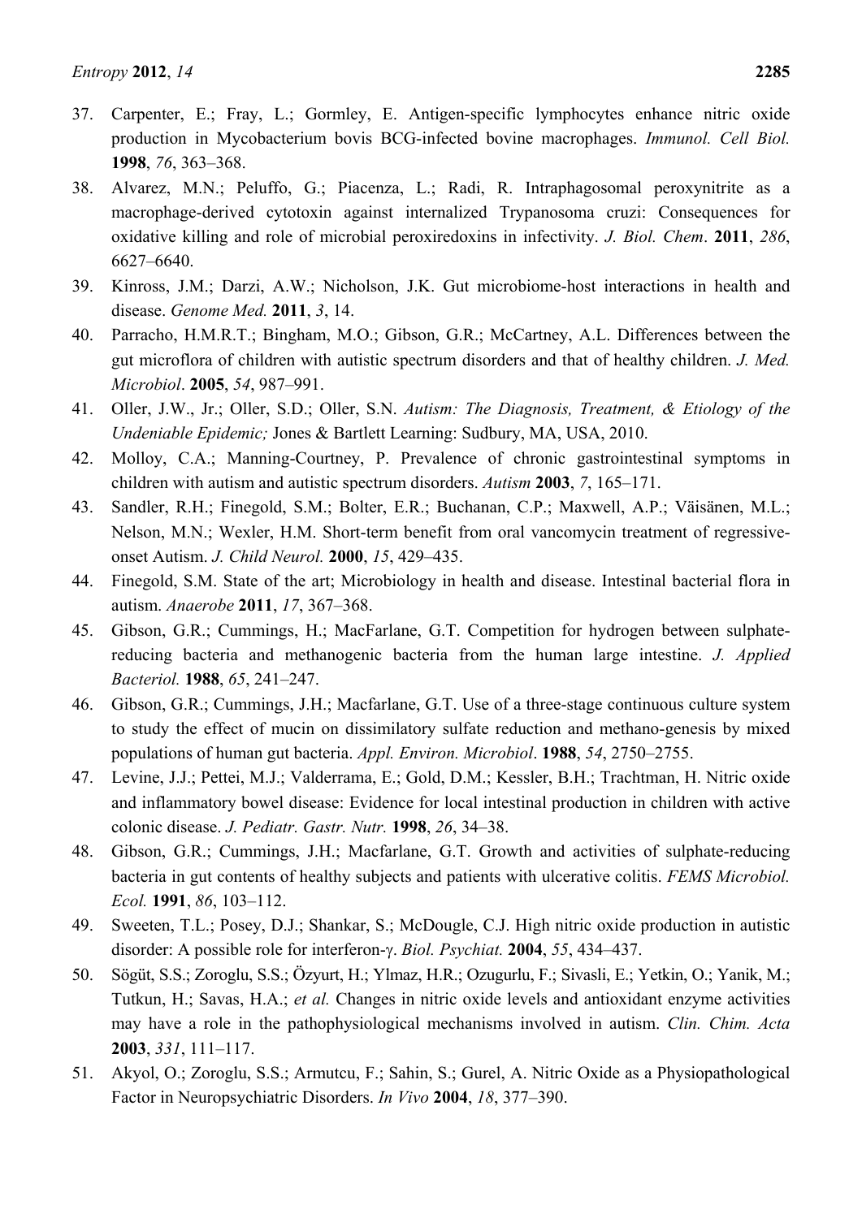37. Carpenter, E.; Fray, L.; Gormley, E. Antigen-specific lymphocytes enhance nitric oxide production in Mycobacterium bovis BCG-infected bovine macrophages. *Immunol. Cell Biol.* **1998**, *76*, 363–368.
38. Alvarez, M.N.; Peluffo, G.; Piacenza, L.; Radi, R. Intraphagosomal peroxynitrite as a macrophage-derived cytotoxin against internalized Trypanosoma cruzi: Consequences for oxidative killing and role of microbial peroxiredoxins in infectivity. *J. Biol. Chem*. **2011**, *286*, 6627–6640.
39. Kinross, J.M.; Darzi, A.W.; Nicholson, J.K. Gut microbiome-host interactions in health and disease. *Genome Med.* **2011**, *3*, 14.
40. Parracho, H.M.R.T.; Bingham, M.O.; Gibson, G.R.; McCartney, A.L. Differences between the gut microflora of children with autistic spectrum disorders and that of healthy children. *J. Med. Microbiol*. **2005**, *54*, 987–991.
41. Oller, J.W., Jr.; Oller, S.D.; Oller, S.N. *Autism: The Diagnosis, Treatment, & Etiology of the Undeniable Epidemic;* Jones & Bartlett Learning: Sudbury, MA, USA, 2010.
42. Molloy, C.A.; Manning-Courtney, P. Prevalence of chronic gastrointestinal symptoms in children with autism and autistic spectrum disorders. *Autism* **2003**, *7*, 165–171.
43. Sandler, R.H.; Finegold, S.M.; Bolter, E.R.; Buchanan, C.P.; Maxwell, A.P.; Väisänen, M.L.; Nelson, M.N.; Wexler, H.M. Short-term benefit from oral vancomycin treatment of regressive-onset Autism. *J. Child Neurol.* **2000**, *15*, 429–435.
44. Finegold, S.M. State of the art; Microbiology in health and disease. Intestinal bacterial flora in autism. *Anaerobe* **2011**, *17*, 367–368.
45. Gibson, G.R.; Cummings, H.; MacFarlane, G.T. Competition for hydrogen between sulphate-reducing bacteria and methanogenic bacteria from the human large intestine. *J. Applied Bacteriol.* **1988**, *65*, 241–247.
46. Gibson, G.R.; Cummings, J.H.; Macfarlane, G.T. Use of a three-stage continuous culture system to study the effect of mucin on dissimilatory sulfate reduction and methano-genesis by mixed populations of human gut bacteria. *Appl. Environ. Microbiol*. **1988**, *54*, 2750–2755.
47. Levine, J.J.; Pettei, M.J.; Valderrama, E.; Gold, D.M.; Kessler, B.H.; Trachtman, H. Nitric oxide and inflammatory bowel disease: Evidence for local intestinal production in children with active colonic disease. *J. Pediatr. Gastr. Nutr.* **1998**, *26*, 34–38.
48. Gibson, G.R.; Cummings, J.H.; Macfarlane, G.T. Growth and activities of sulphate-reducing bacteria in gut contents of healthy subjects and patients with ulcerative colitis. *FEMS Microbiol. Ecol.* **1991**, *86*, 103–112.
49. Sweeten, T.L.; Posey, D.J.; Shankar, S.; McDougle, C.J. High nitric oxide production in autistic disorder: A possible role for interferon-γ. *Biol. Psychiat.* **2004**, *55*, 434–437.
50. Sögüt, S.S.; Zoroglu, S.S.; Özyurt, H.; Ylmaz, H.R.; Ozugurlu, F.; Sivasli, E.; Yetkin, O.; Yanik, M.; Tutkun, H.; Savas, H.A.; *et al.* Changes in nitric oxide levels and antioxidant enzyme activities may have a role in the pathophysiological mechanisms involved in autism. *Clin. Chim. Acta* **2003**, *331*, 111–117.
51. Akyol, O.; Zoroglu, S.S.; Armutcu, F.; Sahin, S.; Gurel, A. Nitric Oxide as a Physiopathological Factor in Neuropsychiatric Disorders. *In Vivo* **2004**, *18*, 377–390.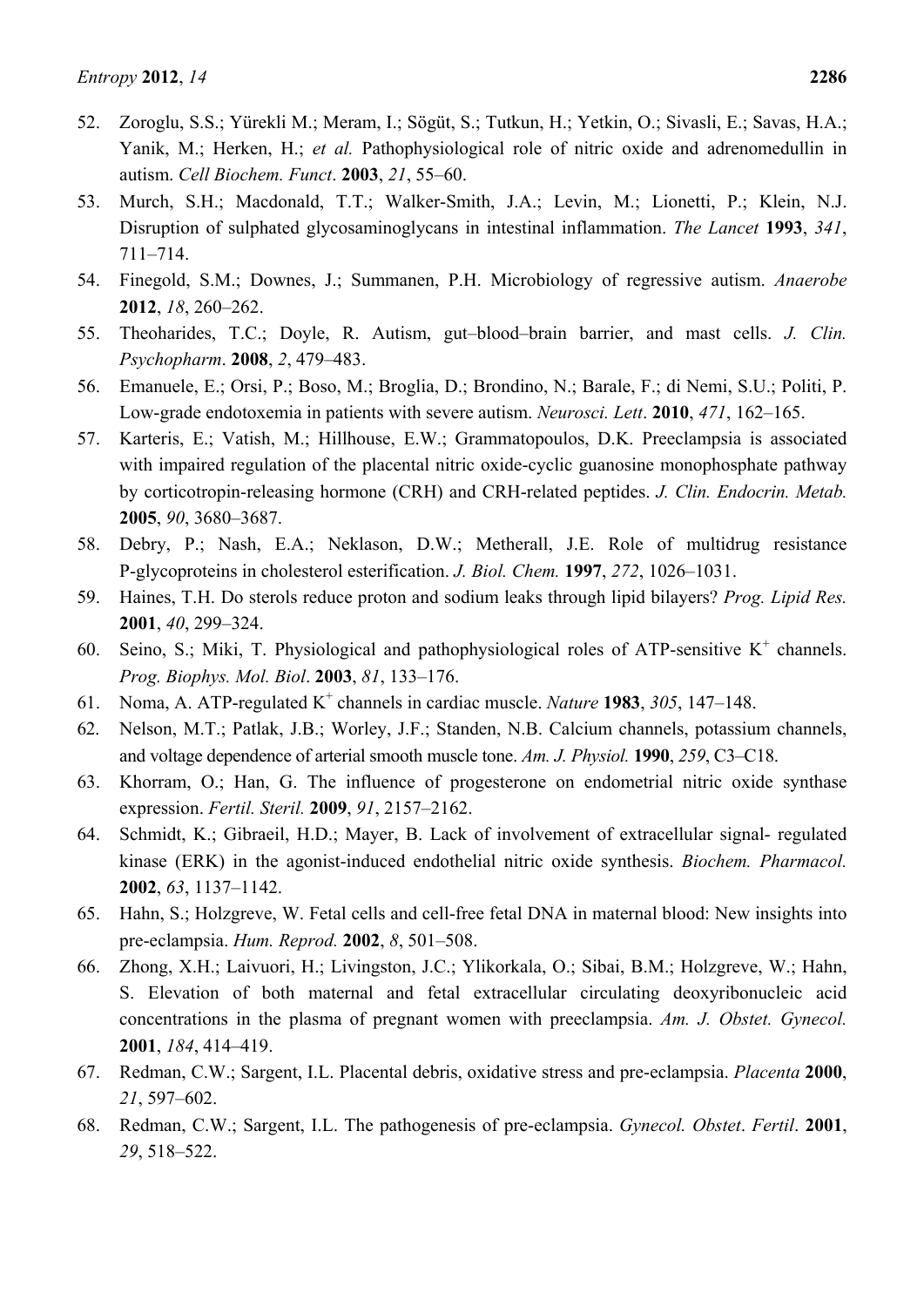52. Zoroglu, S.S.; Yürekli M.; Meram, I.; Sögüt, S.; Tutkun, H.; Yetkin, O.; Sivasli, E.; Savas, H.A.; Yanik, M.; Herken, H.; *et al.* Pathophysiological role of nitric oxide and adrenomedullin in autism. *Cell Biochem. Funct*. **2003**, *21*, 55–60.
53. Murch, S.H.; Macdonald, T.T.; Walker-Smith, J.A.; Levin, M.; Lionetti, P.; Klein, N.J. Disruption of sulphated glycosaminoglycans in intestinal inflammation. *The Lancet* **1993**, *341*, 711–714.
54. Finegold, S.M.; Downes, J.; Summanen, P.H. Microbiology of regressive autism. *Anaerobe* **2012**, *18*, 260–262.
55. Theoharides, T.C.; Doyle, R. Autism, gut–blood–brain barrier, and mast cells. *J. Clin. Psychopharm*. **2008**, *2*, 479–483.
56. Emanuele, E.; Orsi, P.; Boso, M.; Broglia, D.; Brondino, N.; Barale, F.; di Nemi, S.U.; Politi, P. Low-grade endotoxemia in patients with severe autism. *Neurosci. Lett*. **2010**, *471*, 162–165.
57. Karteris, E.; Vatish, M.; Hillhouse, E.W.; Grammatopoulos, D.K. Preeclampsia is associated with impaired regulation of the placental nitric oxide-cyclic guanosine monophosphate pathway by corticotropin-releasing hormone (CRH) and CRH-related peptides. *J. Clin. Endocrin. Metab.* **2005**, *90*, 3680–3687.
58. Debry, P.; Nash, E.A.; Neklason, D.W.; Metherall, J.E. Role of multidrug resistance P-glycoproteins in cholesterol esterification. *J. Biol. Chem.* **1997**, *272*, 1026–1031.
59. Haines, T.H. Do sterols reduce proton and sodium leaks through lipid bilayers? *Prog. Lipid Res.* **2001**, *40*, 299–324.
60. Seino, S.; Miki, T. Physiological and pathophysiological roles of ATP-sensitive $K^+$ channels. *Prog. Biophys. Mol. Biol*. **2003**, *81*, 133–176.
61. Noma, A. ATP-regulated $K^+$ channels in cardiac muscle. *Nature* **1983**, *305*, 147–148.
62. Nelson, M.T.; Patlak, J.B.; Worley, J.F.; Standen, N.B. Calcium channels, potassium channels, and voltage dependence of arterial smooth muscle tone. *Am. J. Physiol.* **1990**, *259*, C3–C18.
63. Khorram, O.; Han, G. The influence of progesterone on endometrial nitric oxide synthase expression. *Fertil. Steril.* **2009**, *91*, 2157–2162.
64. Schmidt, K.; Gibraeil, H.D.; Mayer, B. Lack of involvement of extracellular signal- regulated kinase (ERK) in the agonist-induced endothelial nitric oxide synthesis. *Biochem. Pharmacol.* **2002**, *63*, 1137–1142.
65. Hahn, S.; Holzgreve, W. Fetal cells and cell-free fetal DNA in maternal blood: New insights into pre-eclampsia. *Hum. Reprod.* **2002**, *8*, 501–508.
66. Zhong, X.H.; Laivuori, H.; Livingston, J.C.; Ylikorkala, O.; Sibai, B.M.; Holzgreve, W.; Hahn, S. Elevation of both maternal and fetal extracellular circulating deoxyribonucleic acid concentrations in the plasma of pregnant women with preeclampsia. *Am. J. Obstet. Gynecol.* **2001**, *184*, 414–419.
67. Redman, C.W.; Sargent, I.L. Placental debris, oxidative stress and pre-eclampsia. *Placenta* **2000**, *21*, 597–602.
68. Redman, C.W.; Sargent, I.L. The pathogenesis of pre-eclampsia. *Gynecol. Obstet*. *Fertil*. **2001**, *29*, 518–522.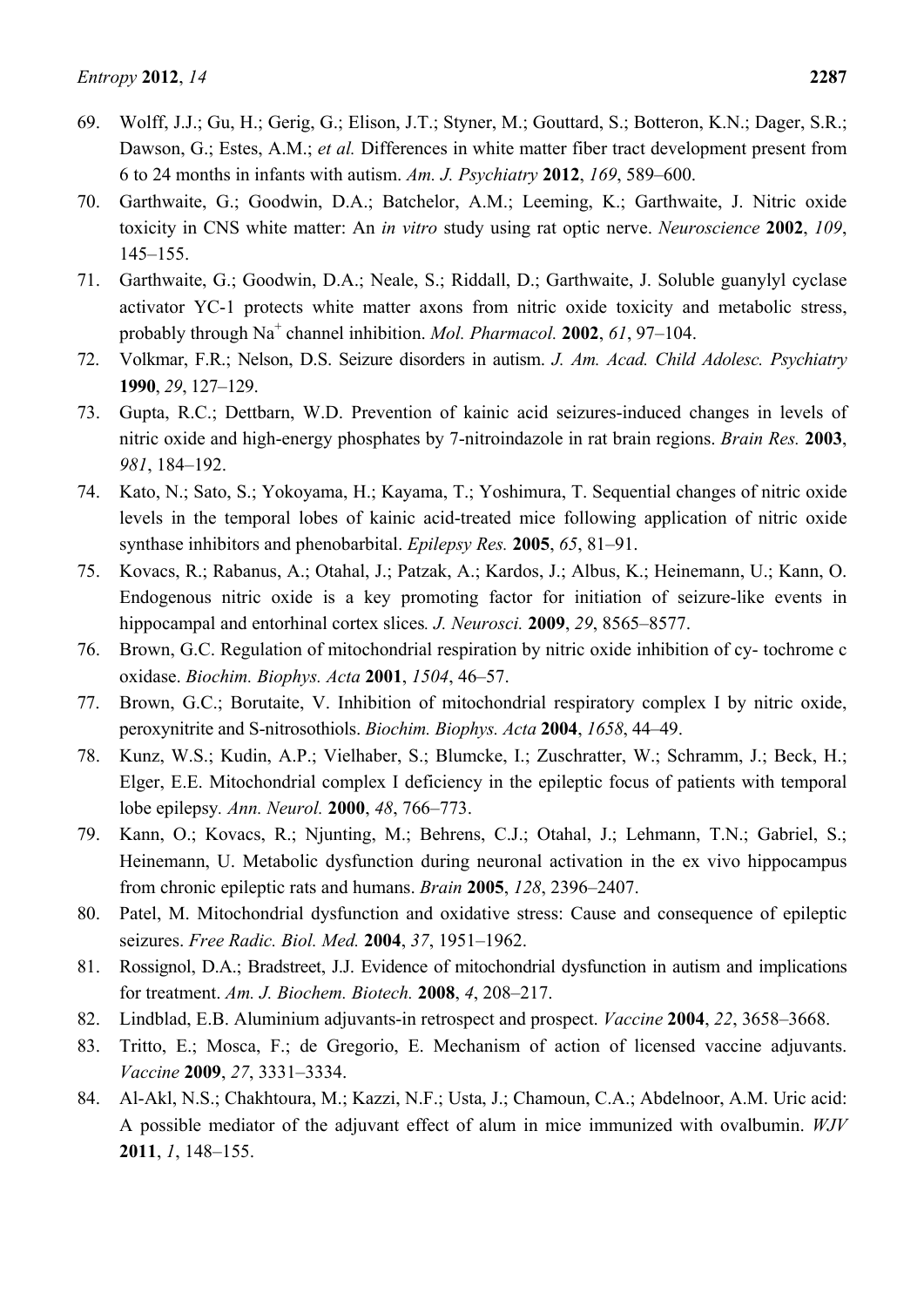69. Wolff, J.J.; Gu, H.; Gerig, G.; Elison, J.T.; Styner, M.; Gouttard, S.; Botteron, K.N.; Dager, S.R.; Dawson, G.; Estes, A.M.; *et al.* Differences in white matter fiber tract development present from 6 to 24 months in infants with autism. *Am. J. Psychiatry* **2012**, *169*, 589–600.
70. Garthwaite, G.; Goodwin, D.A.; Batchelor, A.M.; Leeming, K.; Garthwaite, J. Nitric oxide toxicity in CNS white matter: An *in vitro* study using rat optic nerve. *Neuroscience* **2002**, *109*, 145–155.
71. Garthwaite, G.; Goodwin, D.A.; Neale, S.; Riddall, D.; Garthwaite, J. Soluble guanylyl cyclase activator YC-1 protects white matter axons from nitric oxide toxicity and metabolic stress, probably through $Na^+$ channel inhibition. *Mol. Pharmacol.* **2002**, *61*, 97–104.
72. Volkmar, F.R.; Nelson, D.S. Seizure disorders in autism. *J. Am. Acad. Child Adolesc. Psychiatry* **1990**, *29*, 127–129.
73. Gupta, R.C.; Dettbarn, W.D. Prevention of kainic acid seizures-induced changes in levels of nitric oxide and high-energy phosphates by 7-nitroindazole in rat brain regions. *Brain Res.* **2003**, *981*, 184–192.
74. Kato, N.; Sato, S.; Yokoyama, H.; Kayama, T.; Yoshimura, T. Sequential changes of nitric oxide levels in the temporal lobes of kainic acid-treated mice following application of nitric oxide synthase inhibitors and phenobarbital. *Epilepsy Res.* **2005**, *65*, 81–91.
75. Kovacs, R.; Rabanus, A.; Otahal, J.; Patzak, A.; Kardos, J.; Albus, K.; Heinemann, U.; Kann, O. Endogenous nitric oxide is a key promoting factor for initiation of seizure-like events in hippocampal and entorhinal cortex slices*. J. Neurosci.* **2009**, *29*, 8565–8577.
76. Brown, G.C. Regulation of mitochondrial respiration by nitric oxide inhibition of cy- tochrome c oxidase. *Biochim. Biophys. Acta* **2001**, *1504*, 46–57.
77. Brown, G.C.; Borutaite, V. Inhibition of mitochondrial respiratory complex I by nitric oxide, peroxynitrite and S-nitrosothiols. *Biochim. Biophys. Acta* **2004**, *1658*, 44–49.
78. Kunz, W.S.; Kudin, A.P.; Vielhaber, S.; Blumcke, I.; Zuschratter, W.; Schramm, J.; Beck, H.; Elger, E.E. Mitochondrial complex I deficiency in the epileptic focus of patients with temporal lobe epilepsy*. Ann. Neurol.* **2000**, *48*, 766–773.
79. Kann, O.; Kovacs, R.; Njunting, M.; Behrens, C.J.; Otahal, J.; Lehmann, T.N.; Gabriel, S.; Heinemann, U. Metabolic dysfunction during neuronal activation in the ex vivo hippocampus from chronic epileptic rats and humans. *Brain* **2005**, *128*, 2396–2407.
80. Patel, M. Mitochondrial dysfunction and oxidative stress: Cause and consequence of epileptic seizures. *Free Radic. Biol. Med.* **2004**, *37*, 1951–1962.
81. Rossignol, D.A.; Bradstreet, J.J. Evidence of mitochondrial dysfunction in autism and implications for treatment. *Am. J. Biochem. Biotech.* **2008**, *4*, 208–217.
82. Lindblad, E.B. Aluminium adjuvants-in retrospect and prospect. *Vaccine* **2004**, *22*, 3658–3668.
83. Tritto, E.; Mosca, F.; de Gregorio, E. Mechanism of action of licensed vaccine adjuvants. *Vaccine* **2009**, *27*, 3331–3334.
84. Al-Akl, N.S.; Chakhtoura, M.; Kazzi, N.F.; Usta, J.; Chamoun, C.A.; Abdelnoor, A.M. Uric acid: A possible mediator of the adjuvant effect of alum in mice immunized with ovalbumin. *WJV* **2011**, *1*, 148–155.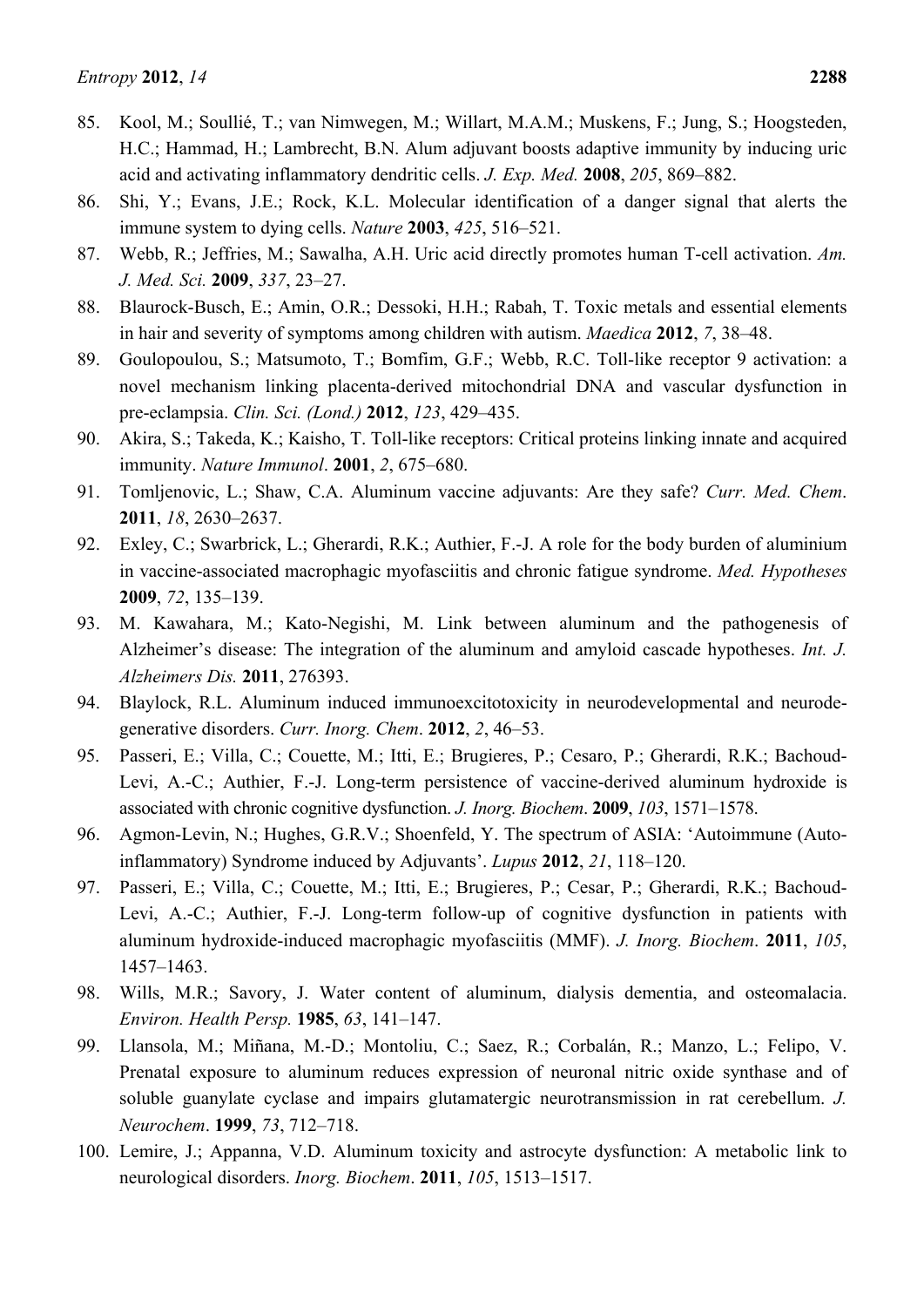85. Kool, M.; Soullié, T.; van Nimwegen, M.; Willart, M.A.M.; Muskens, F.; Jung, S.; Hoogsteden, H.C.; Hammad, H.; Lambrecht, B.N. Alum adjuvant boosts adaptive immunity by inducing uric acid and activating inflammatory dendritic cells. *J. Exp. Med.* **2008**, *205*, 869–882.
86. Shi, Y.; Evans, J.E.; Rock, K.L. Molecular identification of a danger signal that alerts the immune system to dying cells. *Nature* **2003**, *425*, 516–521.
87. Webb, R.; Jeffries, M.; Sawalha, A.H. Uric acid directly promotes human T-cell activation. *Am. J. Med. Sci.* **2009**, *337*, 23–27.
88. Blaurock-Busch, E.; Amin, O.R.; Dessoki, H.H.; Rabah, T. Toxic metals and essential elements in hair and severity of symptoms among children with autism. *Maedica* **2012**, *7*, 38–48.
89. Goulopoulou, S.; Matsumoto, T.; Bomfim, G.F.; Webb, R.C. Toll-like receptor 9 activation: a novel mechanism linking placenta-derived mitochondrial DNA and vascular dysfunction in pre-eclampsia. *Clin. Sci. (Lond.)* **2012**, *123*, 429–435.
90. Akira, S.; Takeda, K.; Kaisho, T. Toll-like receptors: Critical proteins linking innate and acquired immunity. *Nature Immunol*. **2001**, *2*, 675–680.
91. Tomljenovic, L.; Shaw, C.A. Aluminum vaccine adjuvants: Are they safe? *Curr. Med. Chem*. **2011**, *18*, 2630–2637.
92. Exley, C.; Swarbrick, L.; Gherardi, R.K.; Authier, F.-J. A role for the body burden of aluminium in vaccine-associated macrophagic myofasciitis and chronic fatigue syndrome. *Med. Hypotheses* **2009**, *72*, 135–139.
93. M. Kawahara, M.; Kato-Negishi, M. Link between aluminum and the pathogenesis of Alzheimer's disease: The integration of the aluminum and amyloid cascade hypotheses. *Int. J. Alzheimers Dis.* **2011**, 276393.
94. Blaylock, R.L. Aluminum induced immunoexcitotoxicity in neurodevelopmental and neurodegenerative disorders. *Curr. Inorg. Chem*. **2012**, *2*, 46–53.
95. Passeri, E.; Villa, C.; Couette, M.; Itti, E.; Brugieres, P.; Cesaro, P.; Gherardi, R.K.; Bachoud-Levi, A.-C.; Authier, F.-J. Long-term persistence of vaccine-derived aluminum hydroxide is associated with chronic cognitive dysfunction. *J. Inorg. Biochem*. **2009**, *103*, 1571–1578.
96. Agmon-Levin, N.; Hughes, G.R.V.; Shoenfeld, Y. The spectrum of ASIA: 'Autoimmune (Auto-inflammatory) Syndrome induced by Adjuvants'. *Lupus* **2012**, *21*, 118–120.
97. Passeri, E.; Villa, C.; Couette, M.; Itti, E.; Brugieres, P.; Cesar, P.; Gherardi, R.K.; Bachoud-Levi, A.-C.; Authier, F.-J. Long-term follow-up of cognitive dysfunction in patients with aluminum hydroxide-induced macrophagic myofasciitis (MMF). *J. Inorg. Biochem*. **2011**, *105*, 1457–1463.
98. Wills, M.R.; Savory, J. Water content of aluminum, dialysis dementia, and osteomalacia. *Environ. Health Persp.* **1985**, *63*, 141–147.
99. Llansola, M.; Miñana, M.-D.; Montoliu, C.; Saez, R.; Corbalán, R.; Manzo, L.; Felipo, V. Prenatal exposure to aluminum reduces expression of neuronal nitric oxide synthase and of soluble guanylate cyclase and impairs glutamatergic neurotransmission in rat cerebellum. *J. Neurochem*. **1999**, *73*, 712–718.
100. Lemire, J.; Appanna, V.D. Aluminum toxicity and astrocyte dysfunction: A metabolic link to neurological disorders. *Inorg. Biochem*. **2011**, *105*, 1513–1517.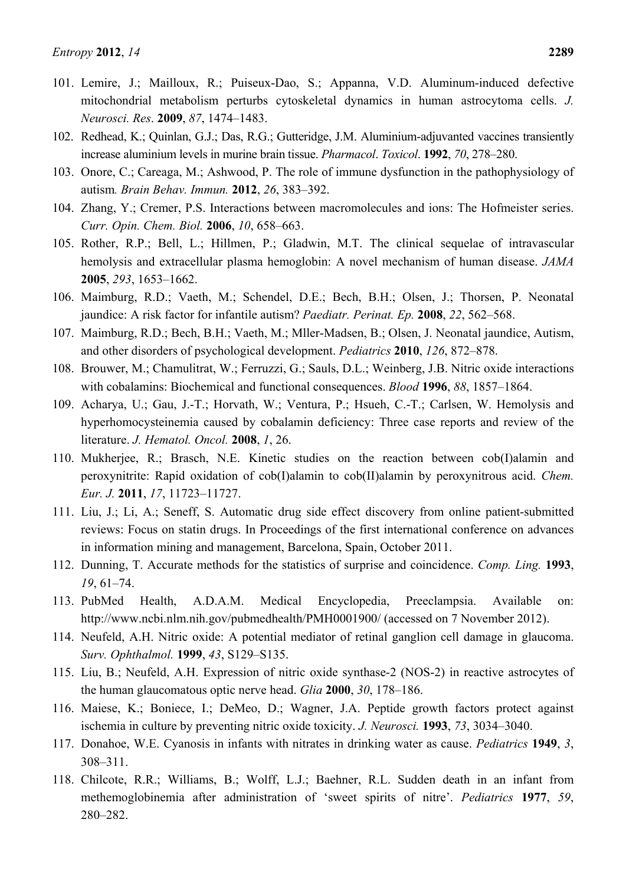101. Lemire, J.; Mailloux, R.; Puiseux-Dao, S.; Appanna, V.D. Aluminum-induced defective mitochondrial metabolism perturbs cytoskeletal dynamics in human astrocytoma cells. *J. Neurosci. Res*. **2009**, *87*, 1474–1483.
102. Redhead, K.; Quinlan, G.J.; Das, R.G.; Gutteridge, J.M. Aluminium-adjuvanted vaccines transiently increase aluminium levels in murine brain tissue. *Pharmacol*. *Toxicol*. **1992**, *70*, 278–280.
103. Onore, C.; Careaga, M.; Ashwood, P. The role of immune dysfunction in the pathophysiology of autism. *Brain Behav. Immun.* **2012**, *26*, 383–392.
104. Zhang, Y.; Cremer, P.S. Interactions between macromolecules and ions: The Hofmeister series. *Curr. Opin. Chem. Biol.* **2006**, *10*, 658–663.
105. Rother, R.P.; Bell, L.; Hillmen, P.; Gladwin, M.T. The clinical sequelae of intravascular hemolysis and extracellular plasma hemoglobin: A novel mechanism of human disease. *JAMA* **2005**, *293*, 1653–1662.
106. Maimburg, R.D.; Vaeth, M.; Schendel, D.E.; Bech, B.H.; Olsen, J.; Thorsen, P. Neonatal jaundice: A risk factor for infantile autism? *Paediatr. Perinat. Ep.* **2008**, *22*, 562–568.
107. Maimburg, R.D.; Bech, B.H.; Vaeth, M.; Mller-Madsen, B.; Olsen, J. Neonatal jaundice, Autism, and other disorders of psychological development. *Pediatrics* **2010**, *126*, 872–878.
108. Brouwer, M.; Chamulitrat, W.; Ferruzzi, G.; Sauls, D.L.; Weinberg, J.B. Nitric oxide interactions with cobalamins: Biochemical and functional consequences. *Blood* **1996**, *88*, 1857–1864.
109. Acharya, U.; Gau, J.-T.; Horvath, W.; Ventura, P.; Hsueh, C.-T.; Carlsen, W. Hemolysis and hyperhomocysteinemia caused by cobalamin deficiency: Three case reports and review of the literature. *J. Hematol. Oncol.* **2008**, *1*, 26.
110. Mukherjee, R.; Brasch, N.E. Kinetic studies on the reaction between cob(I)alamin and peroxynitrite: Rapid oxidation of cob(I)alamin to cob(II)alamin by peroxynitrous acid. *Chem. Eur. J.* **2011**, *17*, 11723–11727.
111. Liu, J.; Li, A.; Seneff, S. Automatic drug side effect discovery from online patient-submitted reviews: Focus on statin drugs. In Proceedings of the first international conference on advances in information mining and management, Barcelona, Spain, October 2011.
112. Dunning, T. Accurate methods for the statistics of surprise and coincidence. *Comp. Ling.* **1993**, *19*, 61–74.
113. PubMed Health, A.D.A.M. Medical Encyclopedia, Preeclampsia. Available on: http://www.ncbi.nlm.nih.gov/pubmedhealth/PMH0001900/ (accessed on 7 November 2012).
114. Neufeld, A.H. Nitric oxide: A potential mediator of retinal ganglion cell damage in glaucoma. *Surv. Ophthalmol.* **1999**, *43*, S129–S135.
115. Liu, B.; Neufeld, A.H. Expression of nitric oxide synthase-2 (NOS-2) in reactive astrocytes of the human glaucomatous optic nerve head. *Glia* **2000**, *30*, 178–186.
116. Maiese, K.; Boniece, I.; DeMeo, D.; Wagner, J.A. Peptide growth factors protect against ischemia in culture by preventing nitric oxide toxicity. *J. Neurosci.* **1993**, *73*, 3034–3040.
117. Donahoe, W.E. Cyanosis in infants with nitrates in drinking water as cause. *Pediatrics* **1949**, *3*, 308–311.
118. Chilcote, R.R.; Williams, B.; Wolff, L.J.; Baehner, R.L. Sudden death in an infant from methemoglobinemia after administration of 'sweet spirits of nitre'. *Pediatrics* **1977**, *59*, 280–282.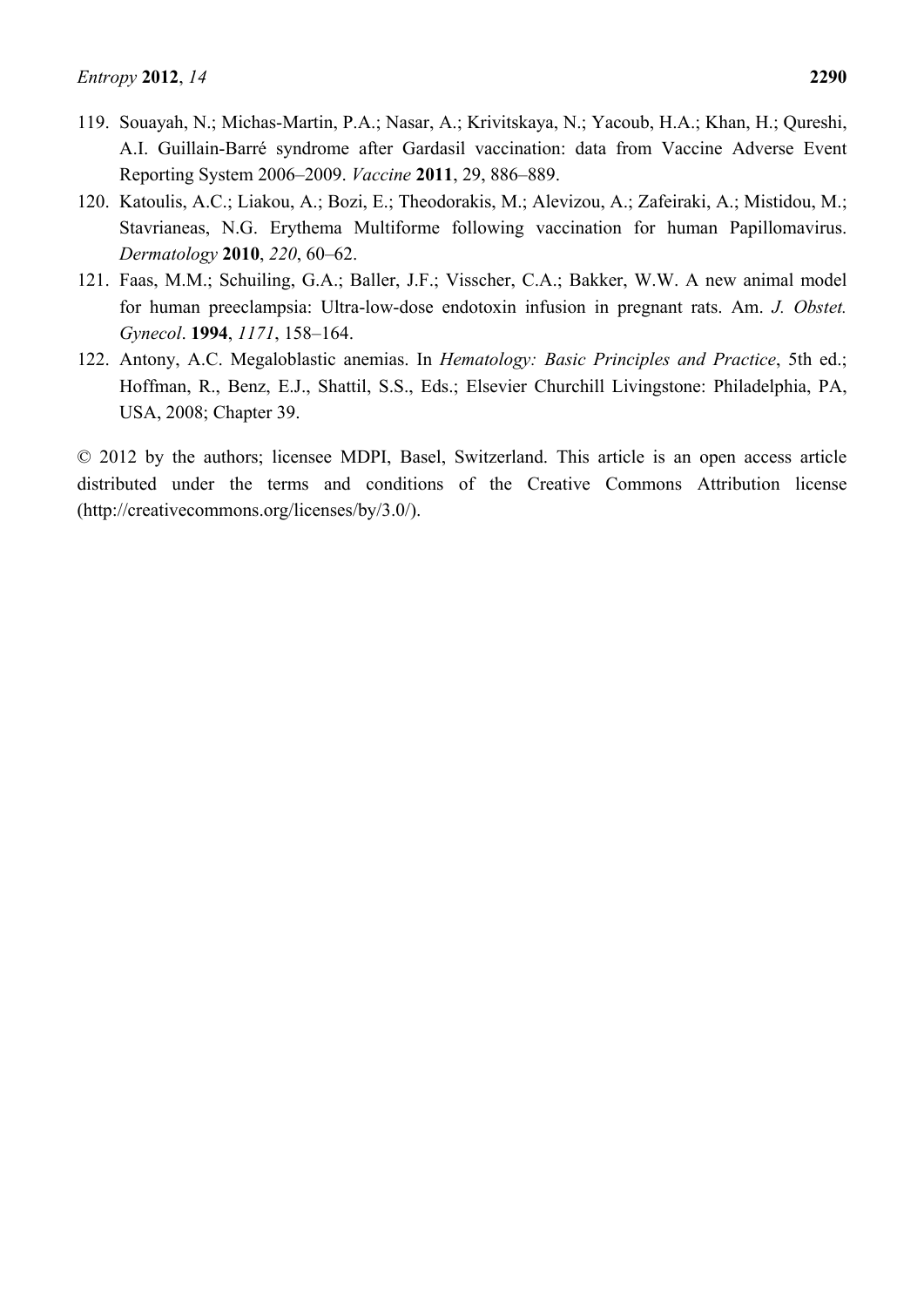119. Souayah, N.; Michas-Martin, P.A.; Nasar, A.; Krivitskaya, N.; Yacoub, H.A.; Khan, H.; Qureshi, A.I. Guillain-Barré syndrome after Gardasil vaccination: data from Vaccine Adverse Event Reporting System 2006–2009. *Vaccine* **2011**, 29, 886–889.
120. Katoulis, A.C.; Liakou, A.; Bozi, E.; Theodorakis, M.; Alevizou, A.; Zafeiraki, A.; Mistidou, M.; Stavrianeas, N.G. Erythema Multiforme following vaccination for human Papillomavirus. *Dermatology* **2010**, *220*, 60–62.
121. Faas, M.M.; Schuiling, G.A.; Baller, J.F.; Visscher, C.A.; Bakker, W.W. A new animal model for human preeclampsia: Ultra-low-dose endotoxin infusion in pregnant rats. Am. *J. Obstet. Gynecol*. **1994**, *1171*, 158–164.
122. Antony, A.C. Megaloblastic anemias. In *Hematology: Basic Principles and Practice*, 5th ed.; Hoffman, R., Benz, E.J., Shattil, S.S., Eds.; Elsevier Churchill Livingstone: Philadelphia, PA, USA, 2008; Chapter 39.

© 2012 by the authors; licensee MDPI, Basel, Switzerland. This article is an open access article distributed under the terms and conditions of the Creative Commons Attribution license (http://creativecommons.org/licenses/by/3.0/).